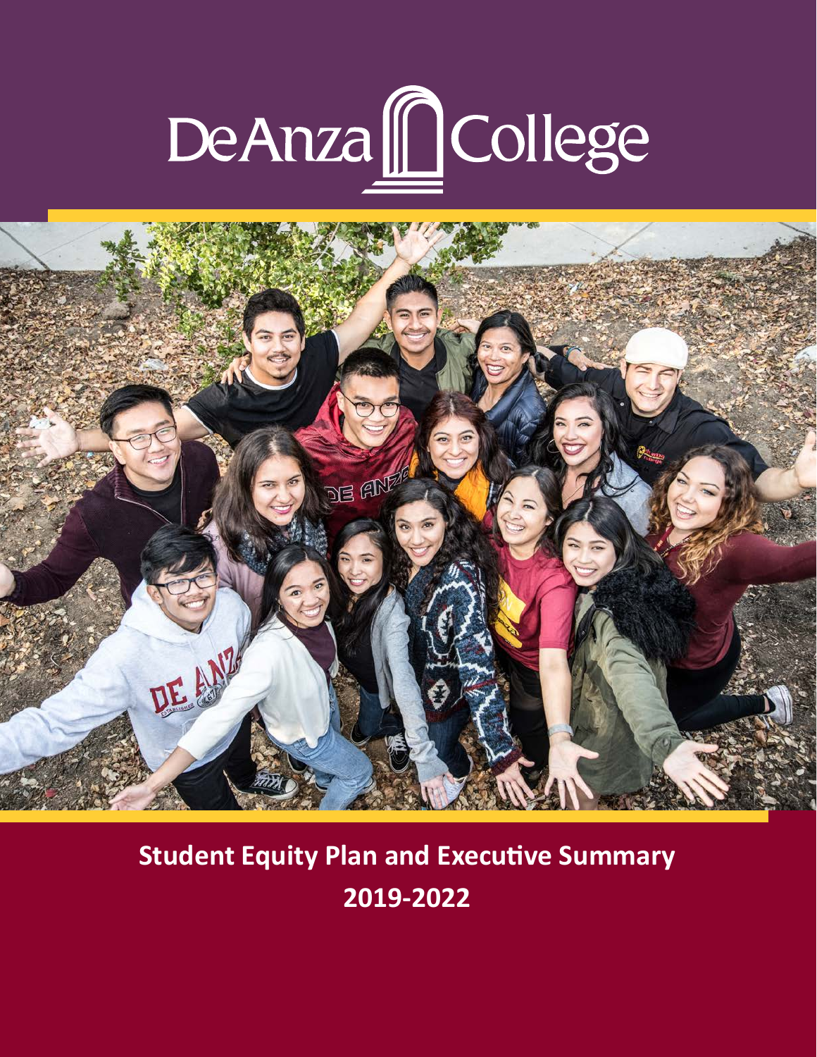# De Anza College

## Student Equity Plan and Executive Summary 2019-2022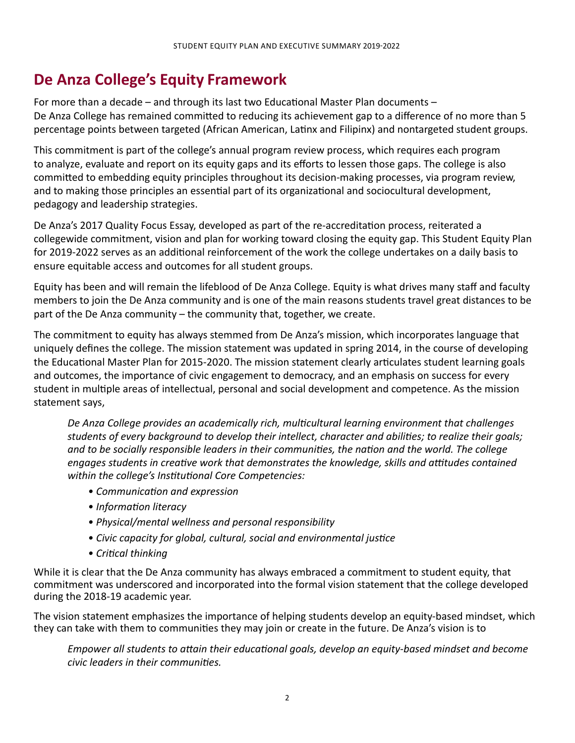# De Anza College's Equity Framework

For more than a decade – and through its last two Educational Master Plan documents – De Anza College has remained committed to reducing its achievement gap to a difference of no more than 5 percentage points between targeted (African American, Latinx and Filipinx) and nontargeted student groups.

This commitment is part of the college's annual program review process, which requires each program to analyze, evaluate and report on its equity gaps and its efforts to lessen those gaps. The college is also committed to embedding equity principles throughout its decision-making processes, via program review, and to making those principles an essential part of its organizational and sociocultural development, pedagogy and leadership strategies.

De Anza's 2017 Quality Focus Essay, developed as part of the re-accreditation process, reiterated a collegewide commitment, vision and plan for working toward closing the equity gap. This Student Equity Plan for 2019-2022 serves as an additional reinforcement of the work the college undertakes on a daily basis to ensure equitable access and outcomes for all student groups.

Equity has been and will remain the lifeblood of De Anza College. Equity is what drives many staff and faculty members to join the De Anza community and is one of the main reasons students travel great distances to be part of the De Anza community – the community that, together, we create.

The commitment to equity has always stemmed from De Anza's mission, which incorporates language that uniquely defines the college. The mission statement was updated in spring 2014, in the course of developing the Educational Master Plan for 2015-2020. The mission statement clearly articulates student learning goals and outcomes, the importance of civic engagement to democracy, and an emphasis on success for every student in multiple areas of intellectual, personal and social development and competence. As the mission statement says,

> *De Anza College provides an academically rich, multicultural learning environment that challenges students of every background to develop their intellect, character and abilities; to realize their goals; and to be socially responsible leaders in their communities, the nation and the world. The college engages students in creative work that demonstrates the knowledge, skills and attitudes contained within the college's Institutional Core Competencies:*
>
> - *Communication and expression*
> - *Information literacy*
> - *Physical/mental wellness and personal responsibility*
> - *Civic capacity for global, cultural, social and environmental justice*
> - *Critical thinking*

While it is clear that the De Anza community has always embraced a commitment to student equity, that commitment was underscored and incorporated into the formal vision statement that the college developed during the 2018-19 academic year.

The vision statement emphasizes the importance of helping students develop an equity-based mindset, which they can take with them to communities they may join or create in the future. De Anza's vision is to

> *Empower all students to attain their educational goals, develop an equity-based mindset and become civic leaders in their communities.*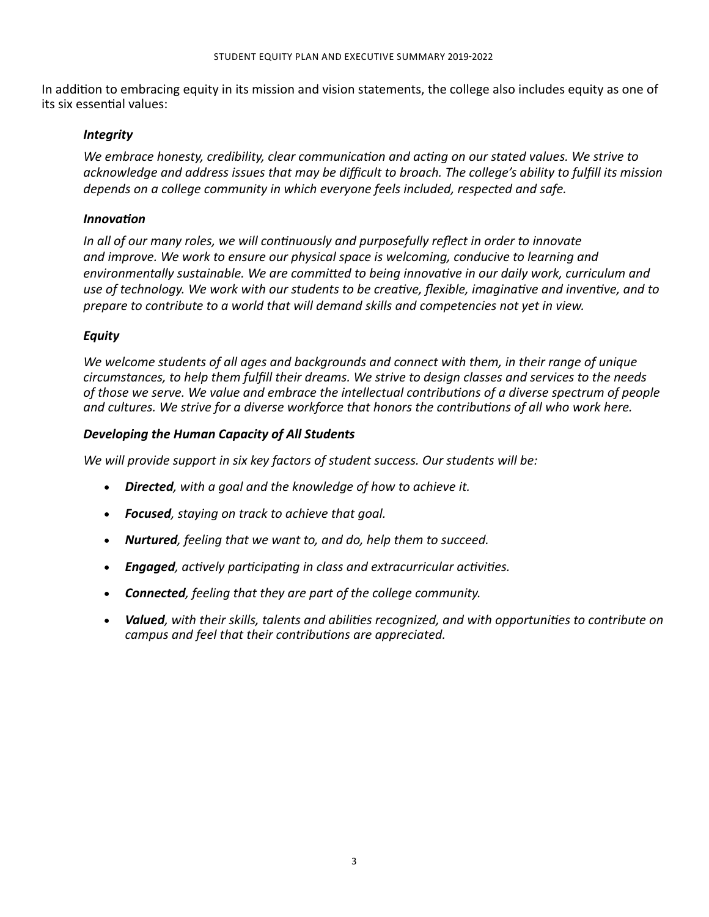In addition to embracing equity in its mission and vision statements, the college also includes equity as one of its six essential values:

### *Integrity*

*We embrace honesty, credibility, clear communication and acting on our stated values. We strive to acknowledge and address issues that may be difficult to broach. The college's ability to fulfill its mission depends on a college community in which everyone feels included, respected and safe.*

### *Innovation*

*In all of our many roles, we will continuously and purposefully reflect in order to innovate and improve. We work to ensure our physical space is welcoming, conducive to learning and environmentally sustainable. We are committed to being innovative in our daily work, curriculum and use of technology. We work with our students to be creative, flexible, imaginative and inventive, and to prepare to contribute to a world that will demand skills and competencies not yet in view.*

### *Equity*

*We welcome students of all ages and backgrounds and connect with them, in their range of unique circumstances, to help them fulfill their dreams. We strive to design classes and services to the needs of those we serve. We value and embrace the intellectual contributions of a diverse spectrum of people and cultures. We strive for a diverse workforce that honors the contributions of all who work here.*

### *Developing the Human Capacity of All Students*

*We will provide support in six key factors of student success. Our students will be:*

- ***Directed**, with a goal and the knowledge of how to achieve it.*
- ***Focused**, staying on track to achieve that goal.*
- ***Nurtured**, feeling that we want to, and do, help them to succeed.*
- ***Engaged**, actively participating in class and extracurricular activities.*
- ***Connected**, feeling that they are part of the college community.*
- ***Valued**, with their skills, talents and abilities recognized, and with opportunities to contribute on campus and feel that their contributions are appreciated.*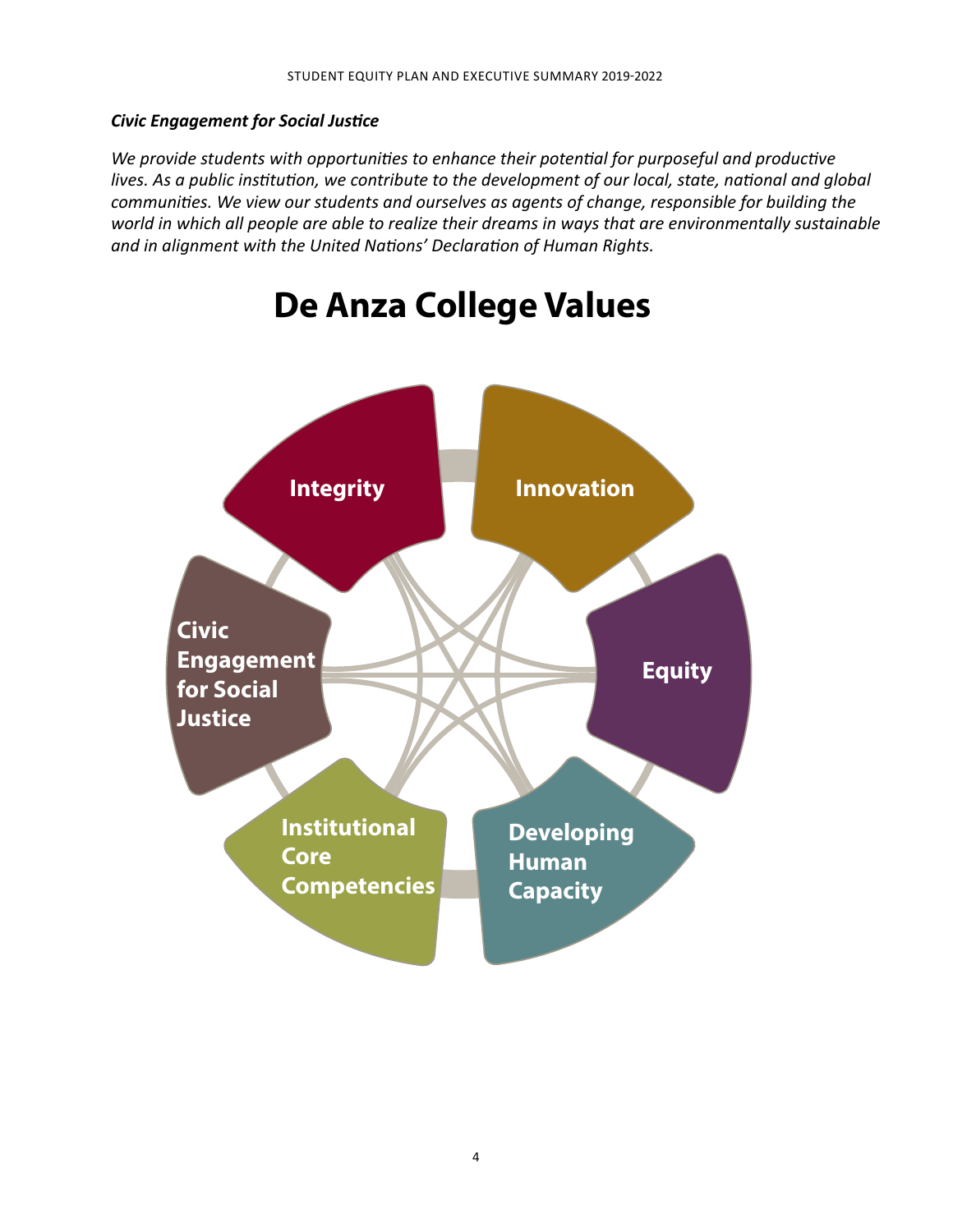***Civic Engagement for Social Justice***

*We provide students with opportunities to enhance their potential for purposeful and productive lives. As a public institution, we contribute to the development of our local, state, national and global communities. We view our students and ourselves as agents of change, responsible for building the world in which all people are able to realize their dreams in ways that are environmentally sustainable and in alignment with the United Nations' Declaration of Human Rights.*

# De Anza College Values

**Integrity**

**Innovation**

**Civic Engagement for Social Justice**

**Equity**

**Institutional Core Competencies**

**Developing Human Capacity**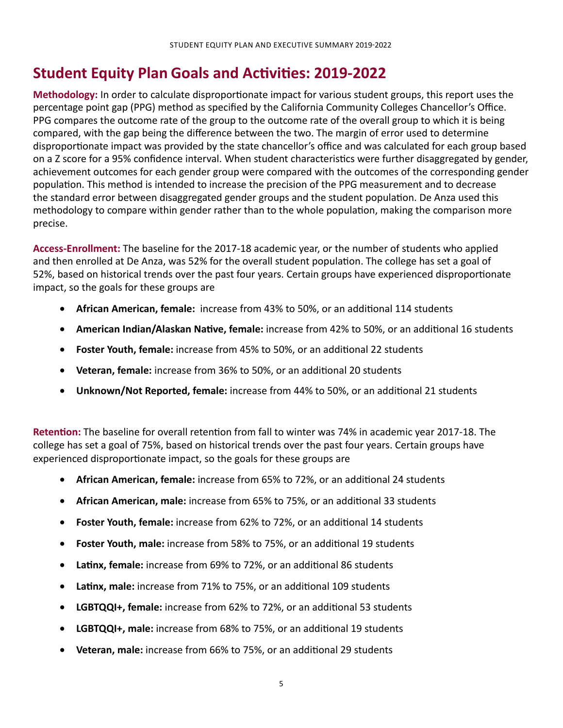## Student Equity Plan Goals and Activities: 2019-2022

**Methodology:** In order to calculate disproportionate impact for various student groups, this report uses the percentage point gap (PPG) method as specified by the California Community Colleges Chancellor's Office. PPG compares the outcome rate of the group to the outcome rate of the overall group to which it is being compared, with the gap being the difference between the two. The margin of error used to determine disproportionate impact was provided by the state chancellor's office and was calculated for each group based on a Z score for a 95% confidence interval. When student characteristics were further disaggregated by gender, achievement outcomes for each gender group were compared with the outcomes of the corresponding gender population. This method is intended to increase the precision of the PPG measurement and to decrease the standard error between disaggregated gender groups and the student population. De Anza used this methodology to compare within gender rather than to the whole population, making the comparison more precise.

**Access-Enrollment:** The baseline for the 2017-18 academic year, or the number of students who applied and then enrolled at De Anza, was 52% for the overall student population. The college has set a goal of 52%, based on historical trends over the past four years. Certain groups have experienced disproportionate impact, so the goals for these groups are

- **African American, female:** increase from 43% to 50%, or an additional 114 students
- **American Indian/Alaskan Native, female:** increase from 42% to 50%, or an additional 16 students
- **Foster Youth, female:** increase from 45% to 50%, or an additional 22 students
- **Veteran, female:** increase from 36% to 50%, or an additional 20 students
- **Unknown/Not Reported, female:** increase from 44% to 50%, or an additional 21 students

**Retention:** The baseline for overall retention from fall to winter was 74% in academic year 2017-18. The college has set a goal of 75%, based on historical trends over the past four years. Certain groups have experienced disproportionate impact, so the goals for these groups are

- **African American, female:** increase from 65% to 72%, or an additional 24 students
- **African American, male:** increase from 65% to 75%, or an additional 33 students
- **Foster Youth, female:** increase from 62% to 72%, or an additional 14 students
- **Foster Youth, male:** increase from 58% to 75%, or an additional 19 students
- **Latinx, female:** increase from 69% to 72%, or an additional 86 students
- **Latinx, male:** increase from 71% to 75%, or an additional 109 students
- **LGBTQQI+, female:** increase from 62% to 72%, or an additional 53 students
- **LGBTQQI+, male:** increase from 68% to 75%, or an additional 19 students
- **Veteran, male:** increase from 66% to 75%, or an additional 29 students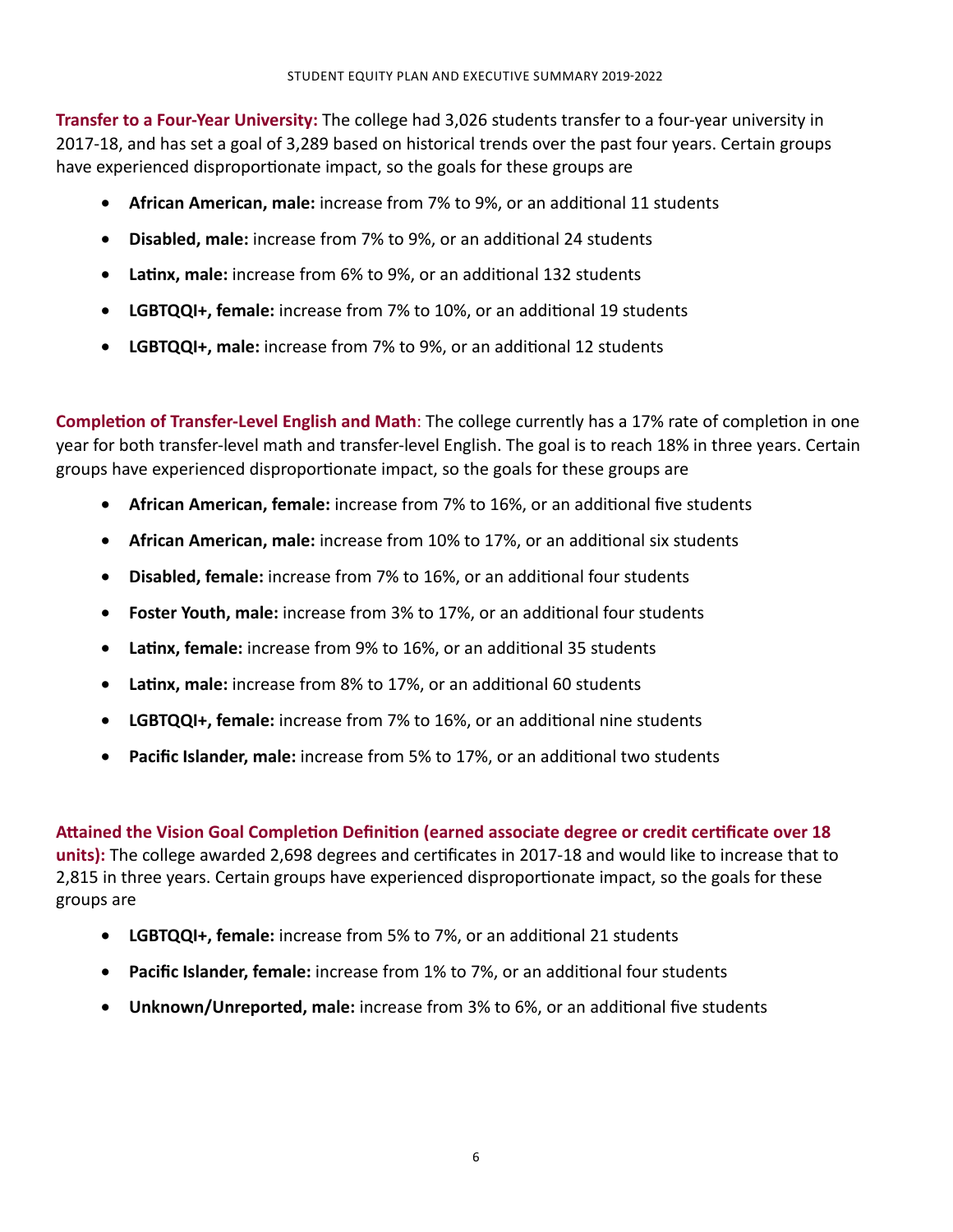**Transfer to a Four-Year University:** The college had 3,026 students transfer to a four-year university in 2017-18, and has set a goal of 3,289 based on historical trends over the past four years. Certain groups have experienced disproportionate impact, so the goals for these groups are

- **African American, male:** increase from 7% to 9%, or an additional 11 students
- **Disabled, male:** increase from 7% to 9%, or an additional 24 students
- **Latinx, male:** increase from 6% to 9%, or an additional 132 students
- **LGBTQQI+, female:** increase from 7% to 10%, or an additional 19 students
- **LGBTQQI+, male:** increase from 7% to 9%, or an additional 12 students

**Completion of Transfer-Level English and Math**: The college currently has a 17% rate of completion in one year for both transfer-level math and transfer-level English. The goal is to reach 18% in three years. Certain groups have experienced disproportionate impact, so the goals for these groups are

- **African American, female:** increase from 7% to 16%, or an additional five students
- **African American, male:** increase from 10% to 17%, or an additional six students
- **Disabled, female:** increase from 7% to 16%, or an additional four students
- **Foster Youth, male:** increase from 3% to 17%, or an additional four students
- **Latinx, female:** increase from 9% to 16%, or an additional 35 students
- **Latinx, male:** increase from 8% to 17%, or an additional 60 students
- **LGBTQQI+, female:** increase from 7% to 16%, or an additional nine students
- **Pacific Islander, male:** increase from 5% to 17%, or an additional two students

**Attained the Vision Goal Completion Definition (earned associate degree or credit certificate over 18 units):** The college awarded 2,698 degrees and certificates in 2017-18 and would like to increase that to 2,815 in three years. Certain groups have experienced disproportionate impact, so the goals for these groups are

- **LGBTQQI+, female:** increase from 5% to 7%, or an additional 21 students
- **Pacific Islander, female:** increase from 1% to 7%, or an additional four students
- **Unknown/Unreported, male:** increase from 3% to 6%, or an additional five students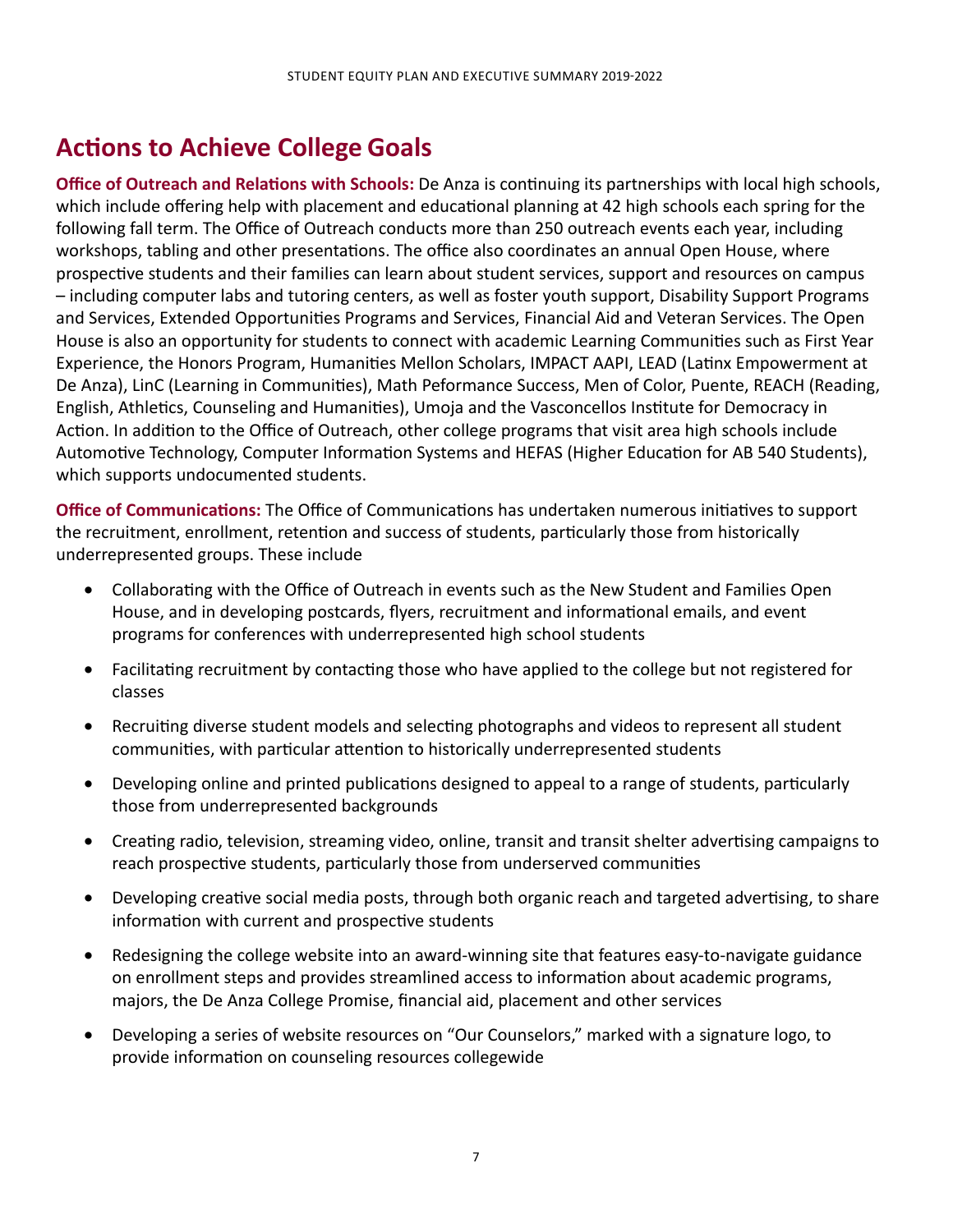## Actions to Achieve College Goals

**Office of Outreach and Relations with Schools:** De Anza is continuing its partnerships with local high schools, which include offering help with placement and educational planning at 42 high schools each spring for the following fall term. The Office of Outreach conducts more than 250 outreach events each year, including workshops, tabling and other presentations. The office also coordinates an annual Open House, where prospective students and their families can learn about student services, support and resources on campus – including computer labs and tutoring centers, as well as foster youth support, Disability Support Programs and Services, Extended Opportunities Programs and Services, Financial Aid and Veteran Services. The Open House is also an opportunity for students to connect with academic Learning Communities such as First Year Experience, the Honors Program, Humanities Mellon Scholars, IMPACT AAPI, LEAD (Latinx Empowerment at De Anza), LinC (Learning in Communities), Math Peformance Success, Men of Color, Puente, REACH (Reading, English, Athletics, Counseling and Humanities), Umoja and the Vasconcellos Institute for Democracy in Action. In addition to the Office of Outreach, other college programs that visit area high schools include Automotive Technology, Computer Information Systems and HEFAS (Higher Education for AB 540 Students), which supports undocumented students.

**Office of Communications:** The Office of Communications has undertaken numerous initiatives to support the recruitment, enrollment, retention and success of students, particularly those from historically underrepresented groups. These include

- Collaborating with the Office of Outreach in events such as the New Student and Families Open House, and in developing postcards, flyers, recruitment and informational emails, and event programs for conferences with underrepresented high school students
- Facilitating recruitment by contacting those who have applied to the college but not registered for classes
- Recruiting diverse student models and selecting photographs and videos to represent all student communities, with particular attention to historically underrepresented students
- Developing online and printed publications designed to appeal to a range of students, particularly those from underrepresented backgrounds
- Creating radio, television, streaming video, online, transit and transit shelter advertising campaigns to reach prospective students, particularly those from underserved communities
- Developing creative social media posts, through both organic reach and targeted advertising, to share information with current and prospective students
- Redesigning the college website into an award-winning site that features easy-to-navigate guidance on enrollment steps and provides streamlined access to information about academic programs, majors, the De Anza College Promise, financial aid, placement and other services
- Developing a series of website resources on "Our Counselors," marked with a signature logo, to provide information on counseling resources collegewide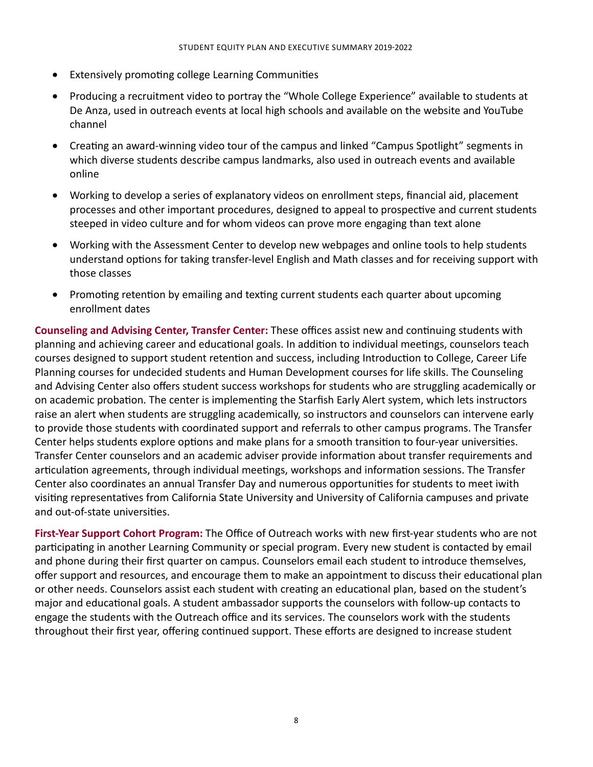- Extensively promoting college Learning Communities
- Producing a recruitment video to portray the "Whole College Experience" available to students at De Anza, used in outreach events at local high schools and available on the website and YouTube channel
- Creating an award-winning video tour of the campus and linked "Campus Spotlight" segments in which diverse students describe campus landmarks, also used in outreach events and available online
- Working to develop a series of explanatory videos on enrollment steps, financial aid, placement processes and other important procedures, designed to appeal to prospective and current students steeped in video culture and for whom videos can prove more engaging than text alone
- Working with the Assessment Center to develop new webpages and online tools to help students understand options for taking transfer-level English and Math classes and for receiving support with those classes
- Promoting retention by emailing and texting current students each quarter about upcoming enrollment dates

**Counseling and Advising Center, Transfer Center:** These offices assist new and continuing students with planning and achieving career and educational goals. In addition to individual meetings, counselors teach courses designed to support student retention and success, including Introduction to College, Career Life Planning courses for undecided students and Human Development courses for life skills. The Counseling and Advising Center also offers student success workshops for students who are struggling academically or on academic probation. The center is implementing the Starfish Early Alert system, which lets instructors raise an alert when students are struggling academically, so instructors and counselors can intervene early to provide those students with coordinated support and referrals to other campus programs. The Transfer Center helps students explore options and make plans for a smooth transition to four-year universities. Transfer Center counselors and an academic adviser provide information about transfer requirements and articulation agreements, through individual meetings, workshops and information sessions. The Transfer Center also coordinates an annual Transfer Day and numerous opportunities for students to meet iwith visiting representatives from California State University and University of California campuses and private and out-of-state universities.

**First-Year Support Cohort Program:** The Office of Outreach works with new first-year students who are not participating in another Learning Community or special program. Every new student is contacted by email and phone during their first quarter on campus. Counselors email each student to introduce themselves, offer support and resources, and encourage them to make an appointment to discuss their educational plan or other needs. Counselors assist each student with creating an educational plan, based on the student's major and educational goals. A student ambassador supports the counselors with follow-up contacts to engage the students with the Outreach office and its services. The counselors work with the students throughout their first year, offering continued support. These efforts are designed to increase student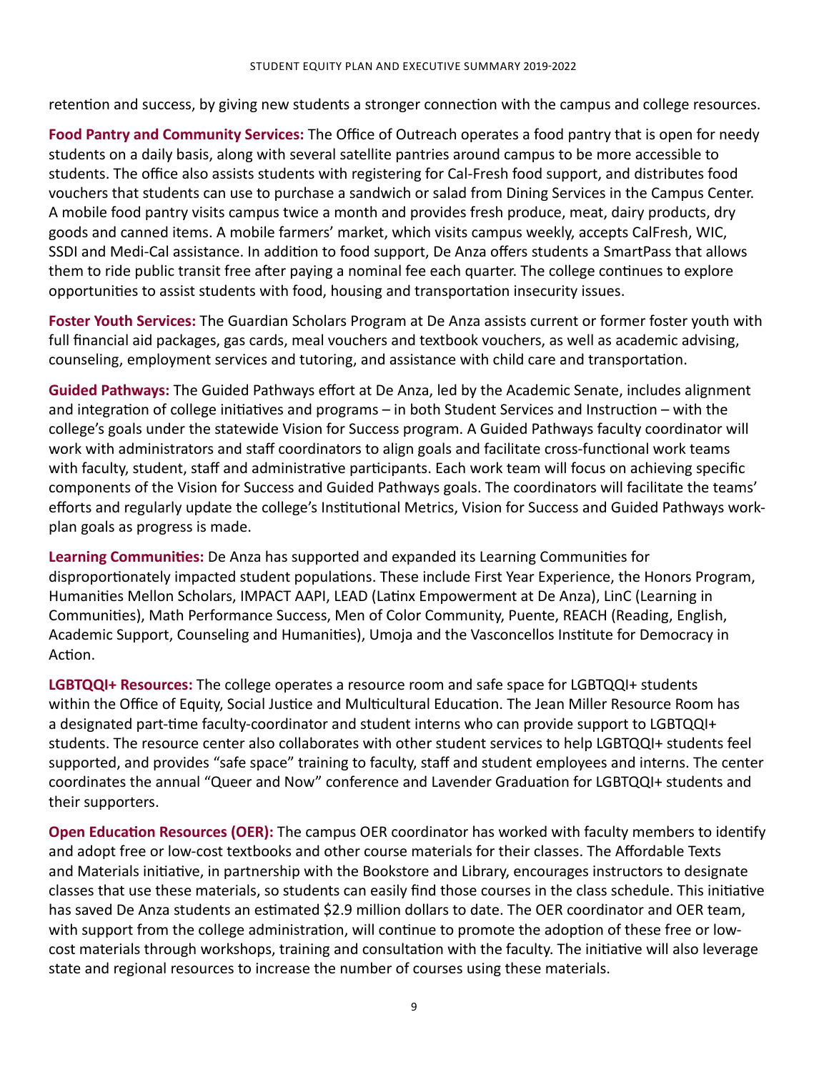retention and success, by giving new students a stronger connection with the campus and college resources.

**Food Pantry and Community Services:** The Office of Outreach operates a food pantry that is open for needy students on a daily basis, along with several satellite pantries around campus to be more accessible to students. The office also assists students with registering for Cal-Fresh food support, and distributes food vouchers that students can use to purchase a sandwich or salad from Dining Services in the Campus Center. A mobile food pantry visits campus twice a month and provides fresh produce, meat, dairy products, dry goods and canned items. A mobile farmers' market, which visits campus weekly, accepts CalFresh, WIC, SSDI and Medi-Cal assistance. In addition to food support, De Anza offers students a SmartPass that allows them to ride public transit free after paying a nominal fee each quarter. The college continues to explore opportunities to assist students with food, housing and transportation insecurity issues.

**Foster Youth Services:** The Guardian Scholars Program at De Anza assists current or former foster youth with full financial aid packages, gas cards, meal vouchers and textbook vouchers, as well as academic advising, counseling, employment services and tutoring, and assistance with child care and transportation.

**Guided Pathways:** The Guided Pathways effort at De Anza, led by the Academic Senate, includes alignment and integration of college initiatives and programs – in both Student Services and Instruction – with the college's goals under the statewide Vision for Success program. A Guided Pathways faculty coordinator will work with administrators and staff coordinators to align goals and facilitate cross-functional work teams with faculty, student, staff and administrative participants. Each work team will focus on achieving specific components of the Vision for Success and Guided Pathways goals. The coordinators will facilitate the teams' efforts and regularly update the college's Institutional Metrics, Vision for Success and Guided Pathways work-plan goals as progress is made.

**Learning Communities:** De Anza has supported and expanded its Learning Communities for disproportionately impacted student populations. These include First Year Experience, the Honors Program, Humanities Mellon Scholars, IMPACT AAPI, LEAD (Latinx Empowerment at De Anza), LinC (Learning in Communities), Math Performance Success, Men of Color Community, Puente, REACH (Reading, English, Academic Support, Counseling and Humanities), Umoja and the Vasconcellos Institute for Democracy in Action.

**LGBTQQI+ Resources:** The college operates a resource room and safe space for LGBTQQI+ students within the Office of Equity, Social Justice and Multicultural Education. The Jean Miller Resource Room has a designated part-time faculty-coordinator and student interns who can provide support to LGBTQQI+ students. The resource center also collaborates with other student services to help LGBTQQI+ students feel supported, and provides "safe space" training to faculty, staff and student employees and interns. The center coordinates the annual "Queer and Now" conference and Lavender Graduation for LGBTQQI+ students and their supporters.

**Open Education Resources (OER):** The campus OER coordinator has worked with faculty members to identify and adopt free or low-cost textbooks and other course materials for their classes. The Affordable Texts and Materials initiative, in partnership with the Bookstore and Library, encourages instructors to designate classes that use these materials, so students can easily find those courses in the class schedule. This initiative has saved De Anza students an estimated $2.9 million dollars to date. The OER coordinator and OER team, with support from the college administration, will continue to promote the adoption of these free or low-cost materials through workshops, training and consultation with the faculty. The initiative will also leverage state and regional resources to increase the number of courses using these materials.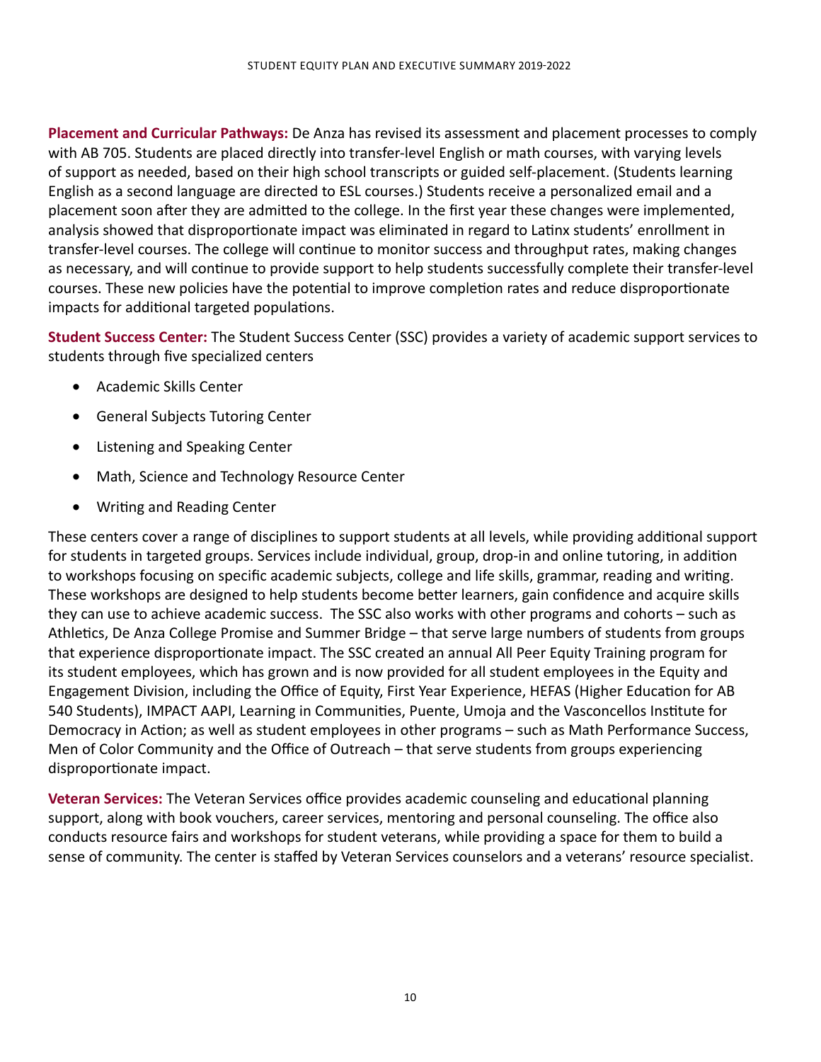**Placement and Curricular Pathways:** De Anza has revised its assessment and placement processes to comply with AB 705. Students are placed directly into transfer-level English or math courses, with varying levels of support as needed, based on their high school transcripts or guided self-placement. (Students learning English as a second language are directed to ESL courses.) Students receive a personalized email and a placement soon after they are admitted to the college. In the first year these changes were implemented, analysis showed that disproportionate impact was eliminated in regard to Latinx students' enrollment in transfer-level courses. The college will continue to monitor success and throughput rates, making changes as necessary, and will continue to provide support to help students successfully complete their transfer-level courses. These new policies have the potential to improve completion rates and reduce disproportionate impacts for additional targeted populations.

**Student Success Center:** The Student Success Center (SSC) provides a variety of academic support services to students through five specialized centers

- Academic Skills Center
- General Subjects Tutoring Center
- Listening and Speaking Center
- Math, Science and Technology Resource Center
- Writing and Reading Center

These centers cover a range of disciplines to support students at all levels, while providing additional support for students in targeted groups. Services include individual, group, drop-in and online tutoring, in addition to workshops focusing on specific academic subjects, college and life skills, grammar, reading and writing. These workshops are designed to help students become better learners, gain confidence and acquire skills they can use to achieve academic success. The SSC also works with other programs and cohorts – such as Athletics, De Anza College Promise and Summer Bridge – that serve large numbers of students from groups that experience disproportionate impact. The SSC created an annual All Peer Equity Training program for its student employees, which has grown and is now provided for all student employees in the Equity and Engagement Division, including the Office of Equity, First Year Experience, HEFAS (Higher Education for AB 540 Students), IMPACT AAPI, Learning in Communities, Puente, Umoja and the Vasconcellos Institute for Democracy in Action; as well as student employees in other programs – such as Math Performance Success, Men of Color Community and the Office of Outreach – that serve students from groups experiencing disproportionate impact.

**Veteran Services:** The Veteran Services office provides academic counseling and educational planning support, along with book vouchers, career services, mentoring and personal counseling. The office also conducts resource fairs and workshops for student veterans, while providing a space for them to build a sense of community. The center is staffed by Veteran Services counselors and a veterans' resource specialist.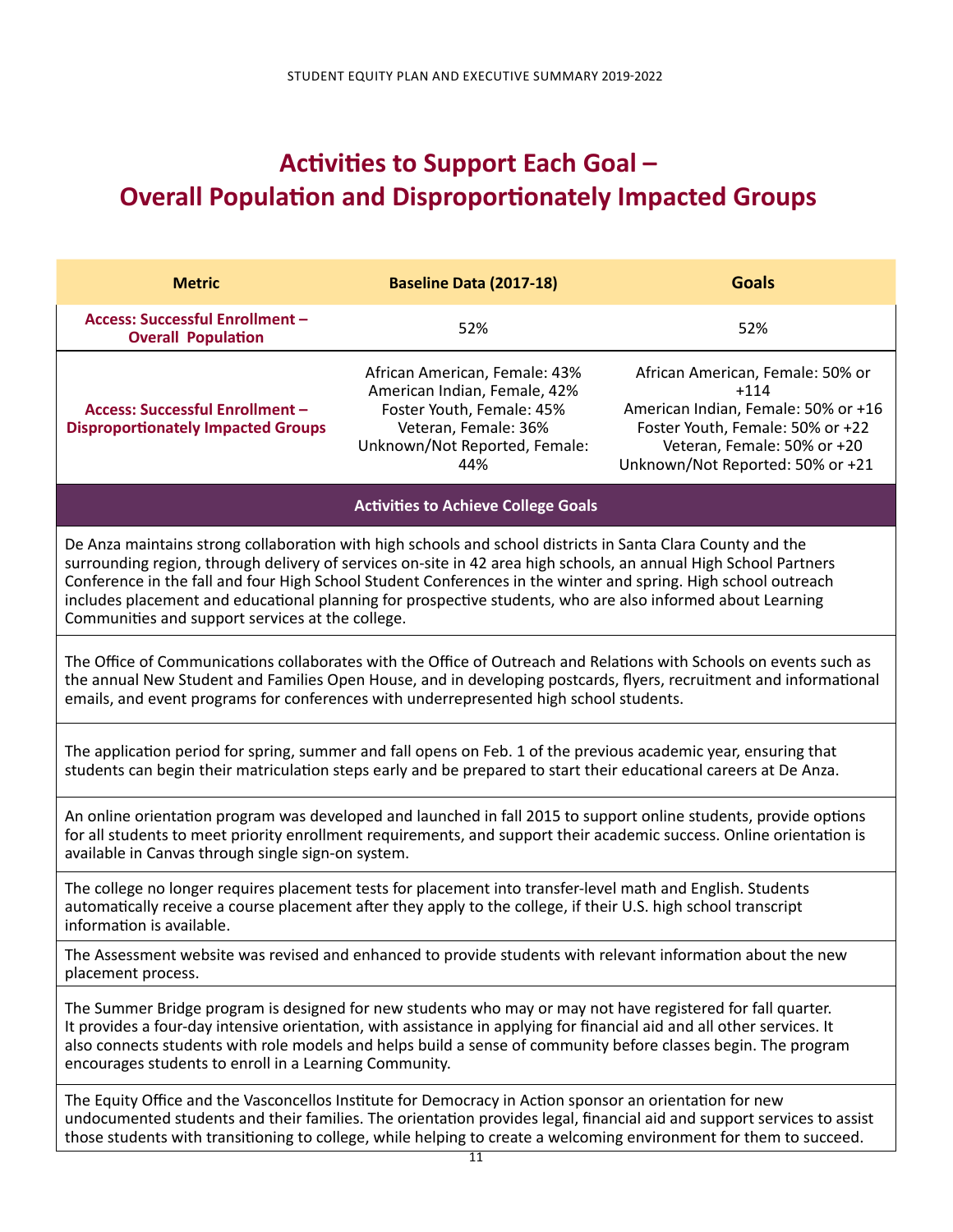# Activities to Support Each Goal – Overall Population and Disproportionately Impacted Groups

| Metric | Baseline Data (2017-18) | Goals |
|---|---|---|
| **Access: Successful Enrollment – Overall Population** | 52% | 52% |
| **Access: Successful Enrollment – Disproportionately Impacted Groups** | African American, Female: 43%<br>American Indian, Female, 42%<br>Foster Youth, Female: 45%<br>Veteran, Female: 36%<br>Unknown/Not Reported, Female: 44% | African American, Female: 50% or +114<br>American Indian, Female: 50% or +16<br>Foster Youth, Female: 50% or +22<br>Veteran, Female: 50% or +20<br>Unknown/Not Reported: 50% or +21 |

**Activities to Achieve College Goals**

De Anza maintains strong collaboration with high schools and school districts in Santa Clara County and the surrounding region, through delivery of services on-site in 42 area high schools, an annual High School Partners Conference in the fall and four High School Student Conferences in the winter and spring. High school outreach includes placement and educational planning for prospective students, who are also informed about Learning Communities and support services at the college.

The Office of Communications collaborates with the Office of Outreach and Relations with Schools on events such as the annual New Student and Families Open House, and in developing postcards, flyers, recruitment and informational emails, and event programs for conferences with underrepresented high school students.

The application period for spring, summer and fall opens on Feb. 1 of the previous academic year, ensuring that students can begin their matriculation steps early and be prepared to start their educational careers at De Anza.

An online orientation program was developed and launched in fall 2015 to support online students, provide options for all students to meet priority enrollment requirements, and support their academic success. Online orientation is available in Canvas through single sign-on system.

The college no longer requires placement tests for placement into transfer-level math and English. Students automatically receive a course placement after they apply to the college, if their U.S. high school transcript information is available.

The Assessment website was revised and enhanced to provide students with relevant information about the new placement process.

The Summer Bridge program is designed for new students who may or may not have registered for fall quarter. It provides a four-day intensive orientation, with assistance in applying for financial aid and all other services. It also connects students with role models and helps build a sense of community before classes begin. The program encourages students to enroll in a Learning Community.

The Equity Office and the Vasconcellos Institute for Democracy in Action sponsor an orientation for new undocumented students and their families. The orientation provides legal, financial aid and support services to assist those students with transitioning to college, while helping to create a welcoming environment for them to succeed.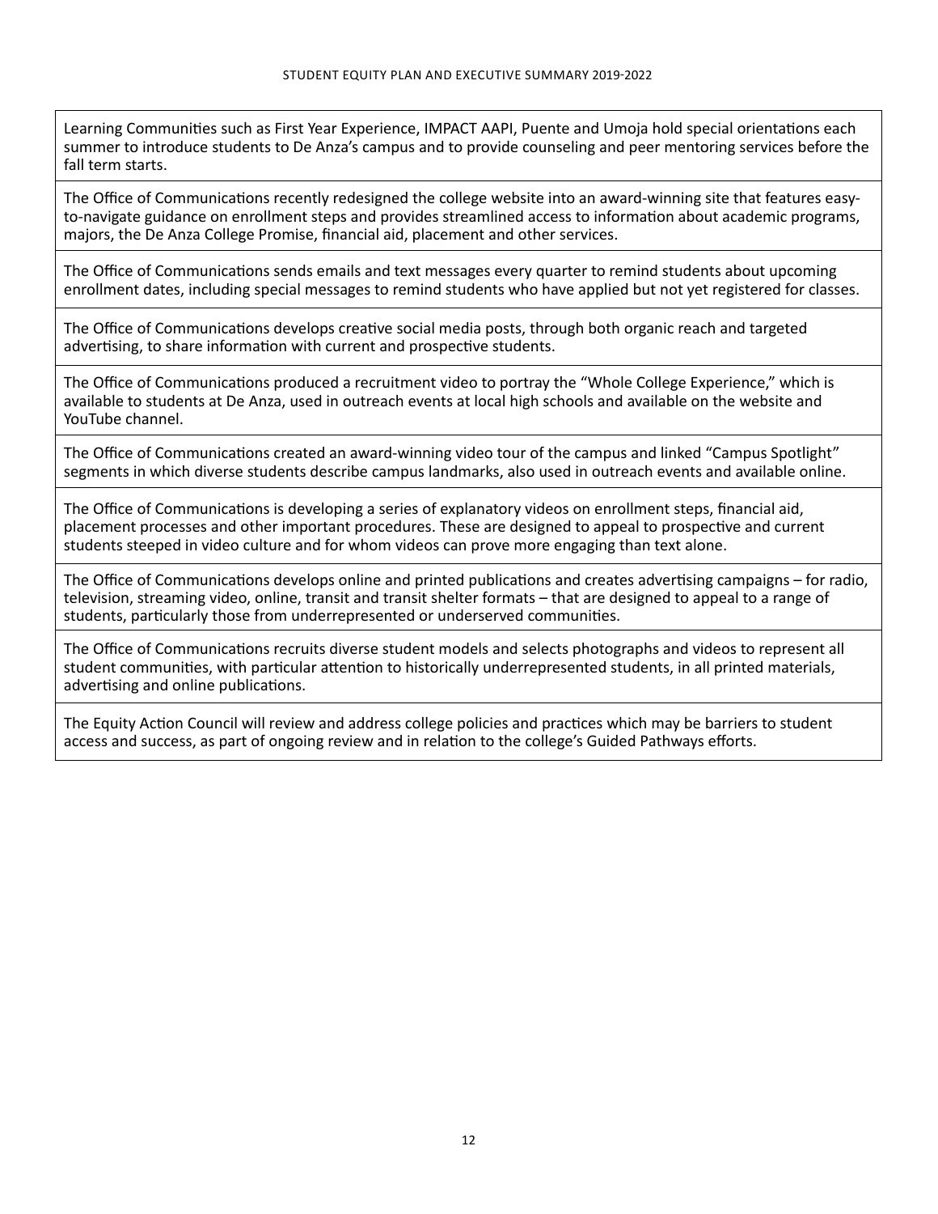| |
|---|
| Learning Communities such as First Year Experience, IMPACT AAPI, Puente and Umoja hold special orientations each summer to introduce students to De Anza's campus and to provide counseling and peer mentoring services before the fall term starts. |
| The Office of Communications recently redesigned the college website into an award-winning site that features easy-to-navigate guidance on enrollment steps and provides streamlined access to information about academic programs, majors, the De Anza College Promise, financial aid, placement and other services. |
| The Office of Communications sends emails and text messages every quarter to remind students about upcoming enrollment dates, including special messages to remind students who have applied but not yet registered for classes. |
| The Office of Communications develops creative social media posts, through both organic reach and targeted advertising, to share information with current and prospective students. |
| The Office of Communications produced a recruitment video to portray the "Whole College Experience," which is available to students at De Anza, used in outreach events at local high schools and available on the website and YouTube channel. |
| The Office of Communications created an award-winning video tour of the campus and linked "Campus Spotlight" segments in which diverse students describe campus landmarks, also used in outreach events and available online. |
| The Office of Communications is developing a series of explanatory videos on enrollment steps, financial aid, placement processes and other important procedures. These are designed to appeal to prospective and current students steeped in video culture and for whom videos can prove more engaging than text alone. |
| The Office of Communications develops online and printed publications and creates advertising campaigns – for radio, television, streaming video, online, transit and transit shelter formats – that are designed to appeal to a range of students, particularly those from underrepresented or underserved communities. |
| The Office of Communications recruits diverse student models and selects photographs and videos to represent all student communities, with particular attention to historically underrepresented students, in all printed materials, advertising and online publications. |
| The Equity Action Council will review and address college policies and practices which may be barriers to student access and success, as part of ongoing review and in relation to the college's Guided Pathways efforts. |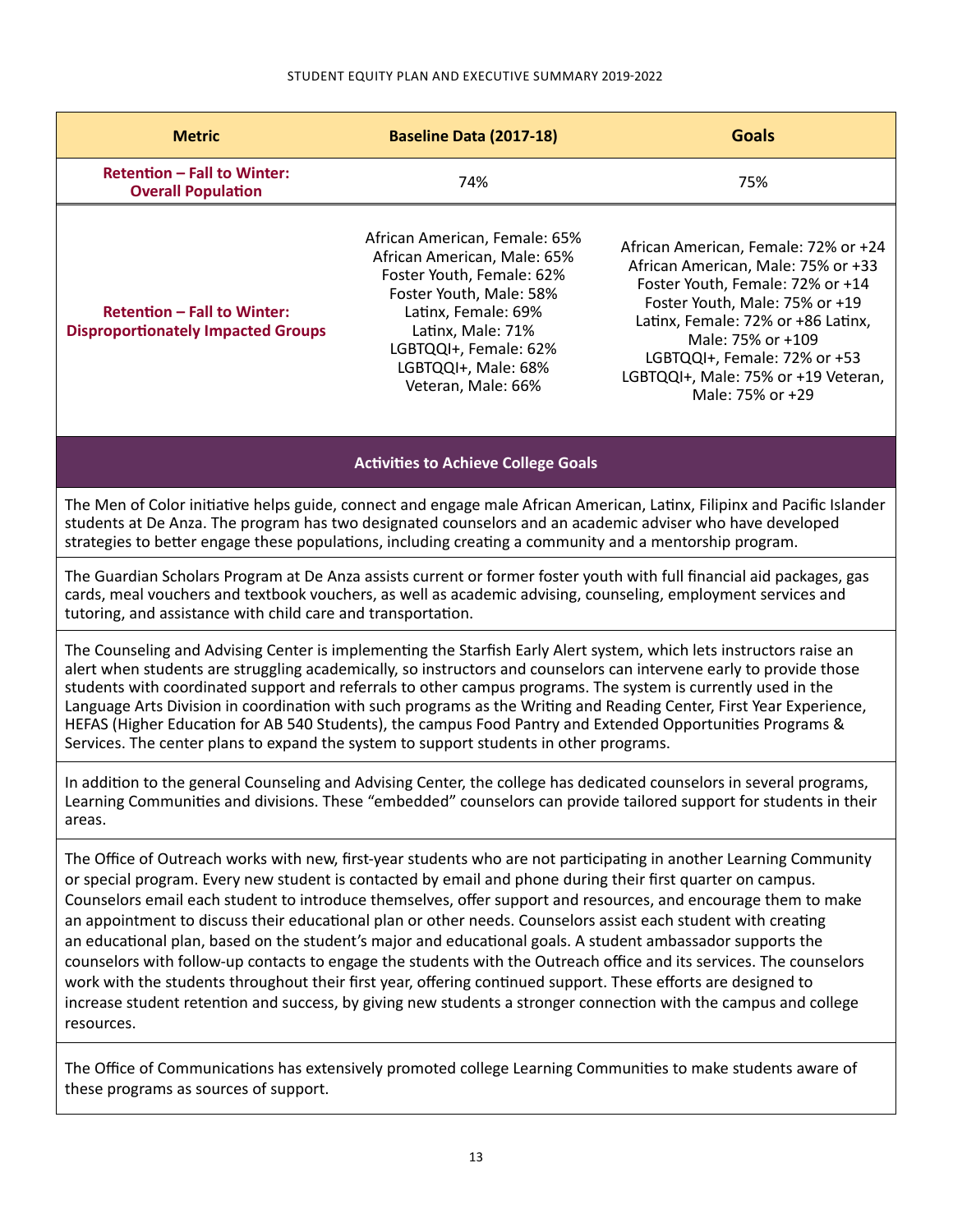| Metric | Baseline Data (2017-18) | Goals |
|---|---|---|
| **Retention – Fall to Winter: Overall Population** | 74% | 75% |
| **Retention – Fall to Winter: Disproportionately Impacted Groups** | African American, Female: 65%<br>African American, Male: 65%<br>Foster Youth, Female: 62%<br>Foster Youth, Male: 58%<br>Latinx, Female: 69%<br>Latinx, Male: 71%<br>LGBTQQI+, Female: 62%<br>LGBTQQI+, Male: 68%<br>Veteran, Male: 66% | African American, Female: 72% or +24<br>African American, Male: 75% or +33<br>Foster Youth, Female: 72% or +14<br>Foster Youth, Male: 75% or +19<br>Latinx, Female: 72% or +86 Latinx, Male: 75% or +109<br>LGBTQQI+, Female: 72% or +53<br>LGBTQQI+, Male: 75% or +19 Veteran, Male: 75% or +29 |

**Activities to Achieve College Goals**

The Men of Color initiative helps guide, connect and engage male African American, Latinx, Filipinx and Pacific Islander students at De Anza. The program has two designated counselors and an academic adviser who have developed strategies to better engage these populations, including creating a community and a mentorship program.

The Guardian Scholars Program at De Anza assists current or former foster youth with full financial aid packages, gas cards, meal vouchers and textbook vouchers, as well as academic advising, counseling, employment services and tutoring, and assistance with child care and transportation.

The Counseling and Advising Center is implementing the Starfish Early Alert system, which lets instructors raise an alert when students are struggling academically, so instructors and counselors can intervene early to provide those students with coordinated support and referrals to other campus programs. The system is currently used in the Language Arts Division in coordination with such programs as the Writing and Reading Center, First Year Experience, HEFAS (Higher Education for AB 540 Students), the campus Food Pantry and Extended Opportunities Programs & Services. The center plans to expand the system to support students in other programs.

In addition to the general Counseling and Advising Center, the college has dedicated counselors in several programs, Learning Communities and divisions. These "embedded" counselors can provide tailored support for students in their areas.

The Office of Outreach works with new, first-year students who are not participating in another Learning Community or special program. Every new student is contacted by email and phone during their first quarter on campus. Counselors email each student to introduce themselves, offer support and resources, and encourage them to make an appointment to discuss their educational plan or other needs. Counselors assist each student with creating an educational plan, based on the student's major and educational goals. A student ambassador supports the counselors with follow-up contacts to engage the students with the Outreach office and its services. The counselors work with the students throughout their first year, offering continued support. These efforts are designed to increase student retention and success, by giving new students a stronger connection with the campus and college resources.

The Office of Communications has extensively promoted college Learning Communities to make students aware of these programs as sources of support.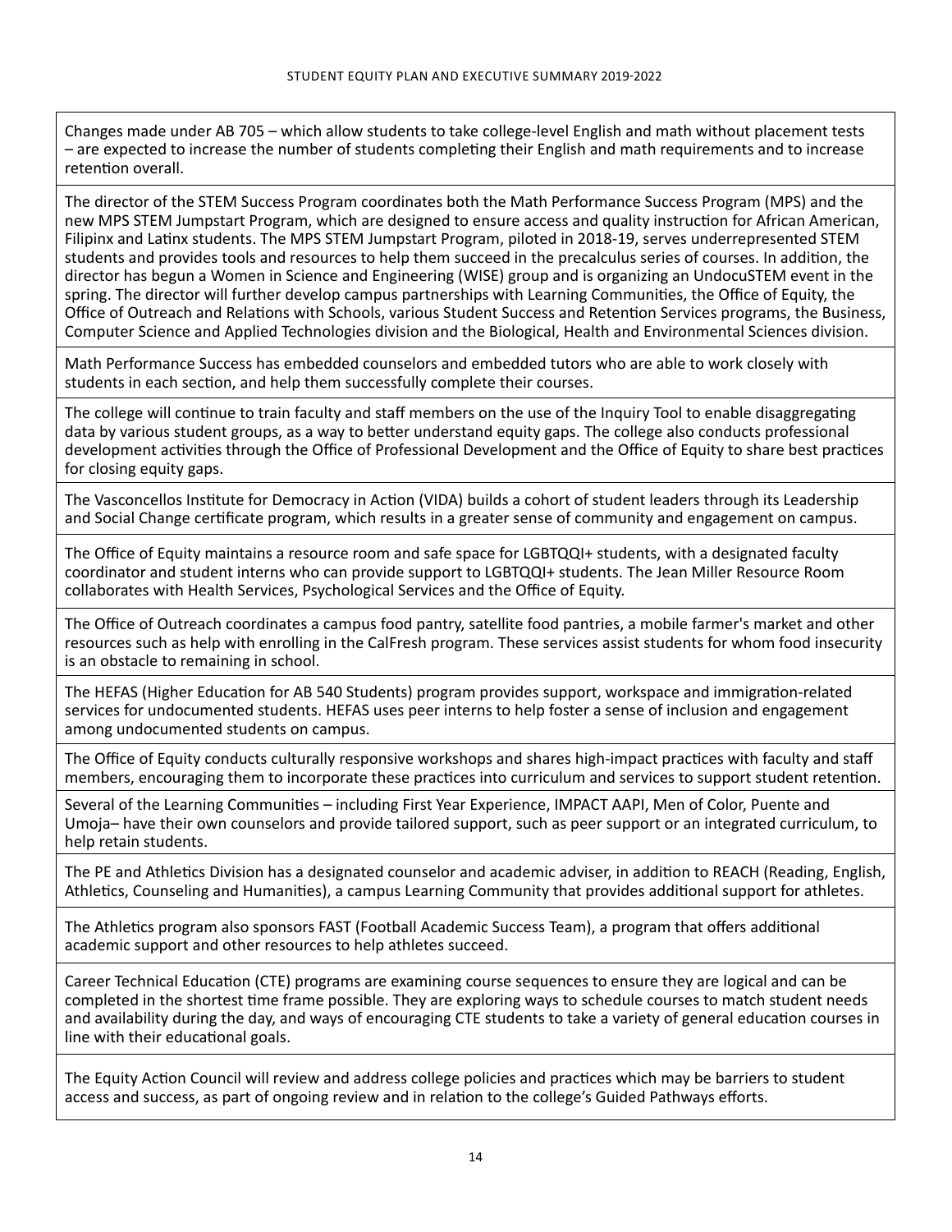| |
|---|
| Changes made under AB 705 – which allow students to take college-level English and math without placement tests – are expected to increase the number of students completing their English and math requirements and to increase retention overall. |
| The director of the STEM Success Program coordinates both the Math Performance Success Program (MPS) and the new MPS STEM Jumpstart Program, which are designed to ensure access and quality instruction for African American, Filipinx and Latinx students. The MPS STEM Jumpstart Program, piloted in 2018-19, serves underrepresented STEM students and provides tools and resources to help them succeed in the precalculus series of courses. In addition, the director has begun a Women in Science and Engineering (WISE) group and is organizing an UndocuSTEM event in the spring. The director will further develop campus partnerships with Learning Communities, the Office of Equity, the Office of Outreach and Relations with Schools, various Student Success and Retention Services programs, the Business, Computer Science and Applied Technologies division and the Biological, Health and Environmental Sciences division. |
| Math Performance Success has embedded counselors and embedded tutors who are able to work closely with students in each section, and help them successfully complete their courses. |
| The college will continue to train faculty and staff members on the use of the Inquiry Tool to enable disaggregating data by various student groups, as a way to better understand equity gaps. The college also conducts professional development activities through the Office of Professional Development and the Office of Equity to share best practices for closing equity gaps. |
| The Vasconcellos Institute for Democracy in Action (VIDA) builds a cohort of student leaders through its Leadership and Social Change certificate program, which results in a greater sense of community and engagement on campus. |
| The Office of Equity maintains a resource room and safe space for LGBTQQI+ students, with a designated faculty coordinator and student interns who can provide support to LGBTQQI+ students. The Jean Miller Resource Room collaborates with Health Services, Psychological Services and the Office of Equity. |
| The Office of Outreach coordinates a campus food pantry, satellite food pantries, a mobile farmer's market and other resources such as help with enrolling in the CalFresh program. These services assist students for whom food insecurity is an obstacle to remaining in school. |
| The HEFAS (Higher Education for AB 540 Students) program provides support, workspace and immigration-related services for undocumented students. HEFAS uses peer interns to help foster a sense of inclusion and engagement among undocumented students on campus. |
| The Office of Equity conducts culturally responsive workshops and shares high-impact practices with faculty and staff members, encouraging them to incorporate these practices into curriculum and services to support student retention. |
| Several of the Learning Communities – including First Year Experience, IMPACT AAPI, Men of Color, Puente and Umoja– have their own counselors and provide tailored support, such as peer support or an integrated curriculum, to help retain students. |
| The PE and Athletics Division has a designated counselor and academic adviser, in addition to REACH (Reading, English, Athletics, Counseling and Humanities), a campus Learning Community that provides additional support for athletes. |
| The Athletics program also sponsors FAST (Football Academic Success Team), a program that offers additional academic support and other resources to help athletes succeed. |
| Career Technical Education (CTE) programs are examining course sequences to ensure they are logical and can be completed in the shortest time frame possible. They are exploring ways to schedule courses to match student needs and availability during the day, and ways of encouraging CTE students to take a variety of general education courses in line with their educational goals. |
| The Equity Action Council will review and address college policies and practices which may be barriers to student access and success, as part of ongoing review and in relation to the college's Guided Pathways efforts. |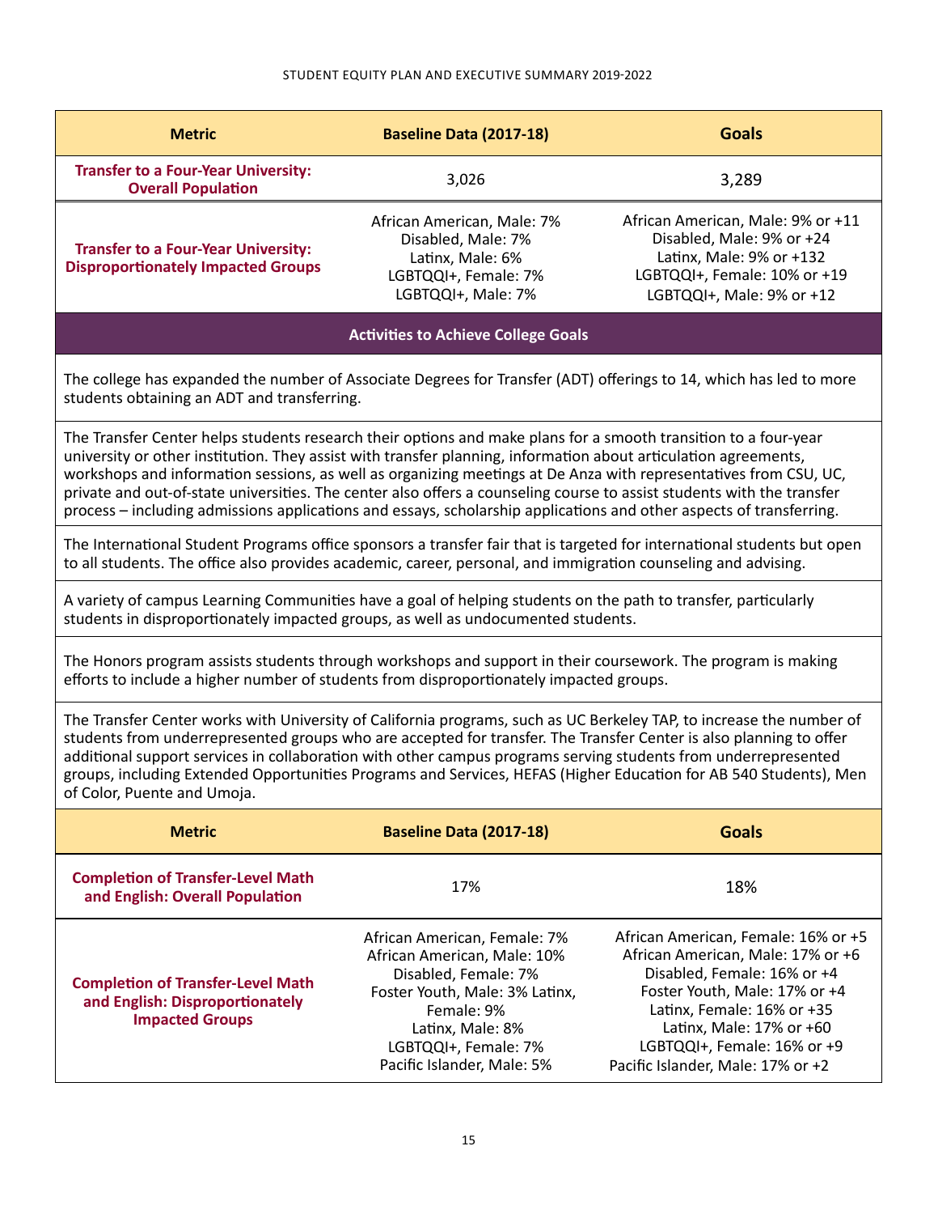| Metric | Baseline Data (2017-18) | Goals |
|---|---|---|
| **Transfer to a Four-Year University: Overall Population** | 3,026 | 3,289 |
| **Transfer to a Four-Year University: Disproportionately Impacted Groups** | African American, Male: 7%<br>Disabled, Male: 7%<br>Latinx, Male: 6%<br>LGBTQQI+, Female: 7%<br>LGBTQQI+, Male: 7% | African American, Male: 9% or +11<br>Disabled, Male: 9% or +24<br>Latinx, Male: 9% or +132<br>LGBTQQI+, Female: 10% or +19<br>LGBTQQI+, Male: 9% or +12 |

**Activities to Achieve College Goals**

The college has expanded the number of Associate Degrees for Transfer (ADT) offerings to 14, which has led to more students obtaining an ADT and transferring.

The Transfer Center helps students research their options and make plans for a smooth transition to a four-year university or other institution. They assist with transfer planning, information about articulation agreements, workshops and information sessions, as well as organizing meetings at De Anza with representatives from CSU, UC, private and out-of-state universities. The center also offers a counseling course to assist students with the transfer process – including admissions applications and essays, scholarship applications and other aspects of transferring.

The International Student Programs office sponsors a transfer fair that is targeted for international students but open to all students. The office also provides academic, career, personal, and immigration counseling and advising.

A variety of campus Learning Communities have a goal of helping students on the path to transfer, particularly students in disproportionately impacted groups, as well as undocumented students.

The Honors program assists students through workshops and support in their coursework. The program is making efforts to include a higher number of students from disproportionately impacted groups.

The Transfer Center works with University of California programs, such as UC Berkeley TAP, to increase the number of students from underrepresented groups who are accepted for transfer. The Transfer Center is also planning to offer additional support services in collaboration with other campus programs serving students from underrepresented groups, including Extended Opportunities Programs and Services, HEFAS (Higher Education for AB 540 Students), Men of Color, Puente and Umoja.

| Metric | Baseline Data (2017-18) | Goals |
|---|---|---|
| **Completion of Transfer-Level Math and English: Overall Population** | 17% | 18% |
| **Completion of Transfer-Level Math and English: Disproportionately Impacted Groups** | African American, Female: 7%<br>African American, Male: 10%<br>Disabled, Female: 7%<br>Foster Youth, Male: 3% Latinx, Female: 9%<br>Latinx, Male: 8%<br>LGBTQQI+, Female: 7%<br>Pacific Islander, Male: 5% | African American, Female: 16% or +5<br>African American, Male: 17% or +6<br>Disabled, Female: 16% or +4<br>Foster Youth, Male: 17% or +4<br>Latinx, Female: 16% or +35<br>Latinx, Male: 17% or +60<br>LGBTQQI+, Female: 16% or +9<br>Pacific Islander, Male: 17% or +2 |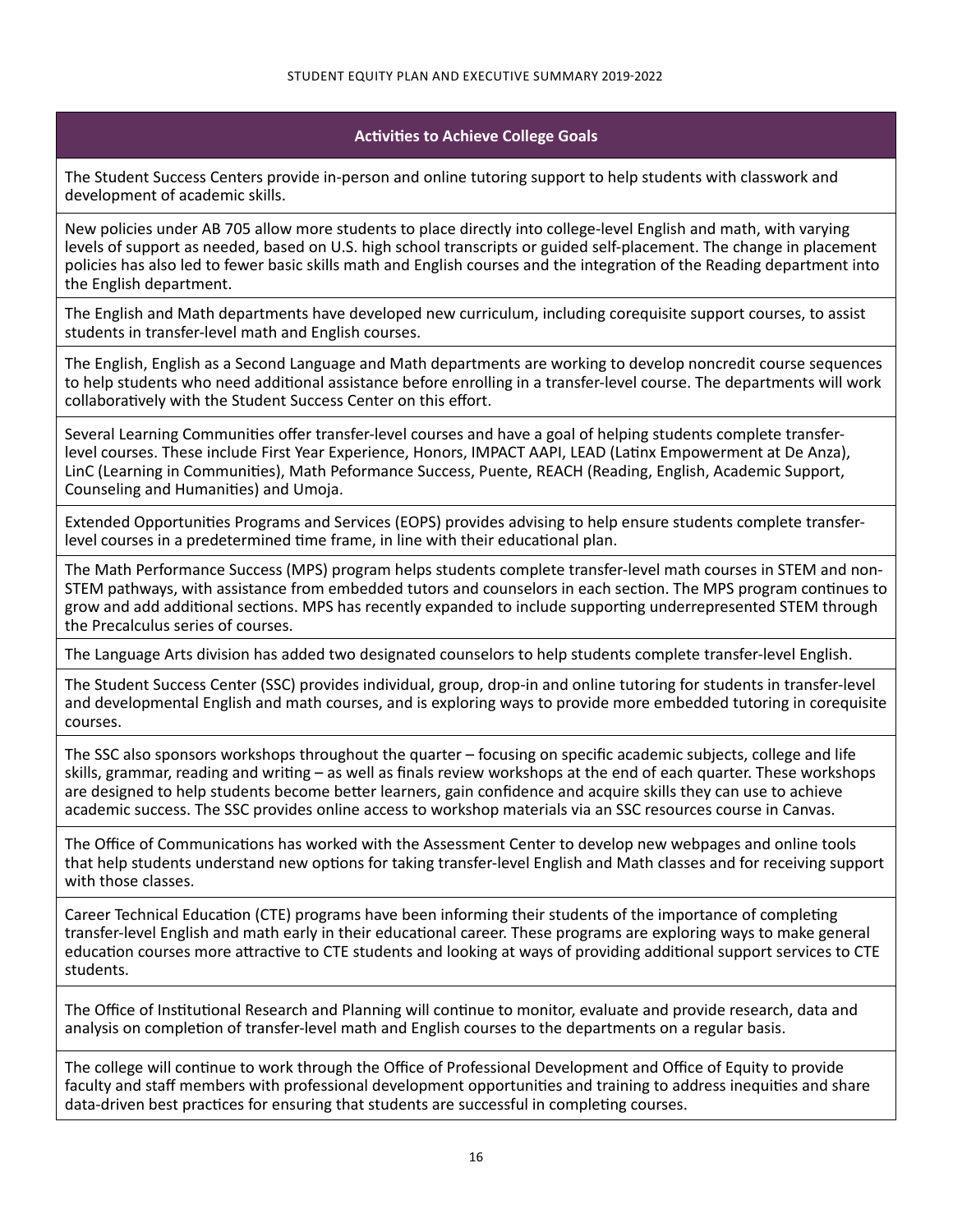| Activities to Achieve College Goals |
|---|
| The Student Success Centers provide in-person and online tutoring support to help students with classwork and development of academic skills. |
| New policies under AB 705 allow more students to place directly into college-level English and math, with varying levels of support as needed, based on U.S. high school transcripts or guided self-placement. The change in placement policies has also led to fewer basic skills math and English courses and the integration of the Reading department into the English department. |
| The English and Math departments have developed new curriculum, including corequisite support courses, to assist students in transfer-level math and English courses. |
| The English, English as a Second Language and Math departments are working to develop noncredit course sequences to help students who need additional assistance before enrolling in a transfer-level course. The departments will work collaboratively with the Student Success Center on this effort. |
| Several Learning Communities offer transfer-level courses and have a goal of helping students complete transfer-level courses. These include First Year Experience, Honors, IMPACT AAPI, LEAD (Latinx Empowerment at De Anza), LinC (Learning in Communities), Math Peformance Success, Puente, REACH (Reading, English, Academic Support, Counseling and Humanities) and Umoja. |
| Extended Opportunities Programs and Services (EOPS) provides advising to help ensure students complete transfer-level courses in a predetermined time frame, in line with their educational plan. |
| The Math Performance Success (MPS) program helps students complete transfer-level math courses in STEM and non-STEM pathways, with assistance from embedded tutors and counselors in each section. The MPS program continues to grow and add additional sections. MPS has recently expanded to include supporting underrepresented STEM through the Precalculus series of courses. |
| The Language Arts division has added two designated counselors to help students complete transfer-level English. |
| The Student Success Center (SSC) provides individual, group, drop-in and online tutoring for students in transfer-level and developmental English and math courses, and is exploring ways to provide more embedded tutoring in corequisite courses. |
| The SSC also sponsors workshops throughout the quarter – focusing on specific academic subjects, college and life skills, grammar, reading and writing – as well as finals review workshops at the end of each quarter. These workshops are designed to help students become better learners, gain confidence and acquire skills they can use to achieve academic success. The SSC provides online access to workshop materials via an SSC resources course in Canvas. |
| The Office of Communications has worked with the Assessment Center to develop new webpages and online tools that help students understand new options for taking transfer-level English and Math classes and for receiving support with those classes. |
| Career Technical Education (CTE) programs have been informing their students of the importance of completing transfer-level English and math early in their educational career. These programs are exploring ways to make general education courses more attractive to CTE students and looking at ways of providing additional support services to CTE students. |
| The Office of Institutional Research and Planning will continue to monitor, evaluate and provide research, data and analysis on completion of transfer-level math and English courses to the departments on a regular basis. |
| The college will continue to work through the Office of Professional Development and Office of Equity to provide faculty and staff members with professional development opportunities and training to address inequities and share data-driven best practices for ensuring that students are successful in completing courses. |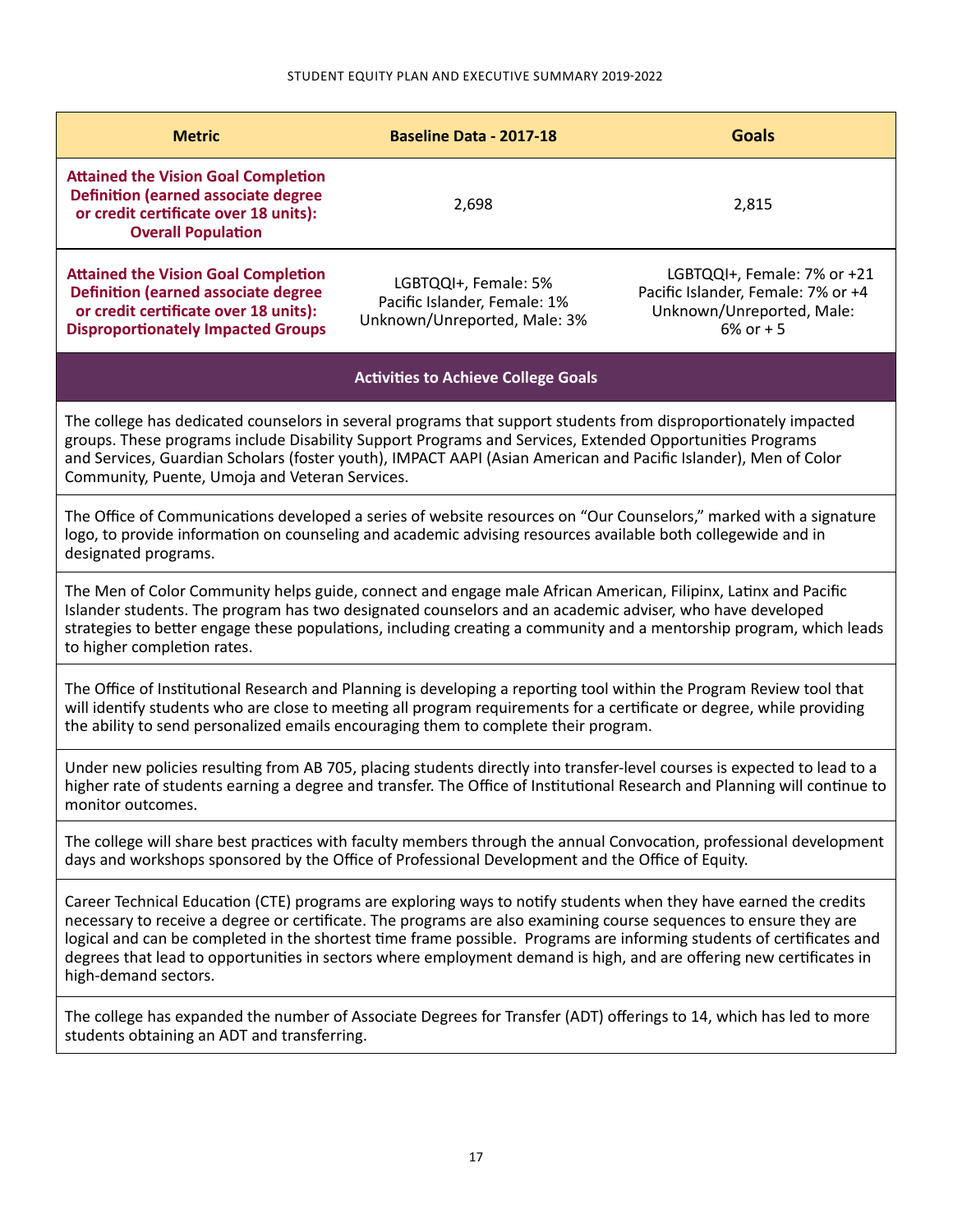| Metric | Baseline Data - 2017-18 | Goals |
|---|---|---|
| **Attained the Vision Goal Completion Definition (earned associate degree or credit certificate over 18 units): Overall Population** | 2,698 | 2,815 |
| **Attained the Vision Goal Completion Definition (earned associate degree or credit certificate over 18 units): Disproportionately Impacted Groups** | LGBTQQI+, Female: 5%<br>Pacific Islander, Female: 1%<br>Unknown/Unreported, Male: 3% | LGBTQQI+, Female: 7% or +21<br>Pacific Islander, Female: 7% or +4<br>Unknown/Unreported, Male: 6% or + 5 |

| Activities to Achieve College Goals |
|---|
| The college has dedicated counselors in several programs that support students from disproportionately impacted groups. These programs include Disability Support Programs and Services, Extended Opportunities Programs and Services, Guardian Scholars (foster youth), IMPACT AAPI (Asian American and Pacific Islander), Men of Color Community, Puente, Umoja and Veteran Services. |
| The Office of Communications developed a series of website resources on "Our Counselors," marked with a signature logo, to provide information on counseling and academic advising resources available both collegewide and in designated programs. |
| The Men of Color Community helps guide, connect and engage male African American, Filipinx, Latinx and Pacific Islander students. The program has two designated counselors and an academic adviser, who have developed strategies to better engage these populations, including creating a community and a mentorship program, which leads to higher completion rates. |
| The Office of Institutional Research and Planning is developing a reporting tool within the Program Review tool that will identify students who are close to meeting all program requirements for a certificate or degree, while providing the ability to send personalized emails encouraging them to complete their program. |
| Under new policies resulting from AB 705, placing students directly into transfer-level courses is expected to lead to a higher rate of students earning a degree and transfer. The Office of Institutional Research and Planning will continue to monitor outcomes. |
| The college will share best practices with faculty members through the annual Convocation, professional development days and workshops sponsored by the Office of Professional Development and the Office of Equity. |
| Career Technical Education (CTE) programs are exploring ways to notify students when they have earned the credits necessary to receive a degree or certificate. The programs are also examining course sequences to ensure they are logical and can be completed in the shortest time frame possible. Programs are informing students of certificates and degrees that lead to opportunities in sectors where employment demand is high, and are offering new certificates in high-demand sectors. |
| The college has expanded the number of Associate Degrees for Transfer (ADT) offerings to 14, which has led to more students obtaining an ADT and transferring. |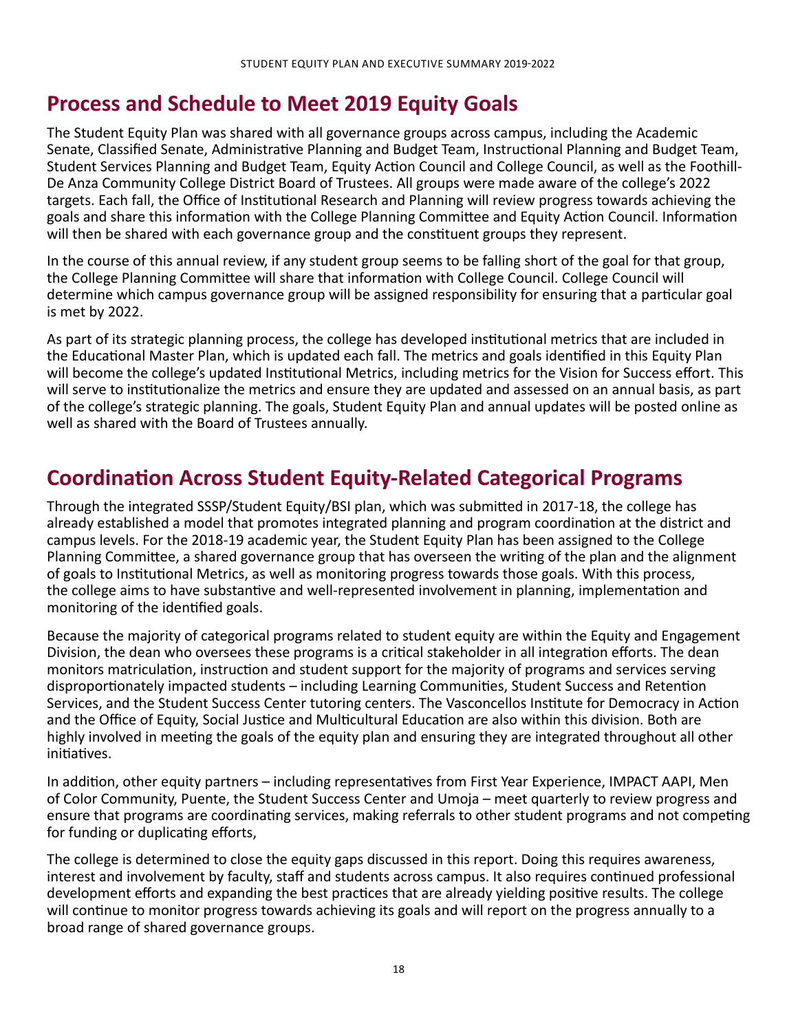## Process and Schedule to Meet 2019 Equity Goals

The Student Equity Plan was shared with all governance groups across campus, including the Academic Senate, Classified Senate, Administrative Planning and Budget Team, Instructional Planning and Budget Team, Student Services Planning and Budget Team, Equity Action Council and College Council, as well as the Foothill-De Anza Community College District Board of Trustees. All groups were made aware of the college's 2022 targets. Each fall, the Office of Institutional Research and Planning will review progress towards achieving the goals and share this information with the College Planning Committee and Equity Action Council. Information will then be shared with each governance group and the constituent groups they represent.

In the course of this annual review, if any student group seems to be falling short of the goal for that group, the College Planning Committee will share that information with College Council. College Council will determine which campus governance group will be assigned responsibility for ensuring that a particular goal is met by 2022.

As part of its strategic planning process, the college has developed institutional metrics that are included in the Educational Master Plan, which is updated each fall. The metrics and goals identified in this Equity Plan will become the college's updated Institutional Metrics, including metrics for the Vision for Success effort. This will serve to institutionalize the metrics and ensure they are updated and assessed on an annual basis, as part of the college's strategic planning. The goals, Student Equity Plan and annual updates will be posted online as well as shared with the Board of Trustees annually.

## Coordination Across Student Equity-Related Categorical Programs

Through the integrated SSSP/Student Equity/BSI plan, which was submitted in 2017-18, the college has already established a model that promotes integrated planning and program coordination at the district and campus levels. For the 2018-19 academic year, the Student Equity Plan has been assigned to the College Planning Committee, a shared governance group that has overseen the writing of the plan and the alignment of goals to Institutional Metrics, as well as monitoring progress towards those goals. With this process, the college aims to have substantive and well-represented involvement in planning, implementation and monitoring of the identified goals.

Because the majority of categorical programs related to student equity are within the Equity and Engagement Division, the dean who oversees these programs is a critical stakeholder in all integration efforts. The dean monitors matriculation, instruction and student support for the majority of programs and services serving disproportionately impacted students – including Learning Communities, Student Success and Retention Services, and the Student Success Center tutoring centers. The Vasconcellos Institute for Democracy in Action and the Office of Equity, Social Justice and Multicultural Education are also within this division. Both are highly involved in meeting the goals of the equity plan and ensuring they are integrated throughout all other initiatives.

In addition, other equity partners – including representatives from First Year Experience, IMPACT AAPI, Men of Color Community, Puente, the Student Success Center and Umoja – meet quarterly to review progress and ensure that programs are coordinating services, making referrals to other student programs and not competing for funding or duplicating efforts,

The college is determined to close the equity gaps discussed in this report. Doing this requires awareness, interest and involvement by faculty, staff and students across campus. It also requires continued professional development efforts and expanding the best practices that are already yielding positive results. The college will continue to monitor progress towards achieving its goals and will report on the progress annually to a broad range of shared governance groups.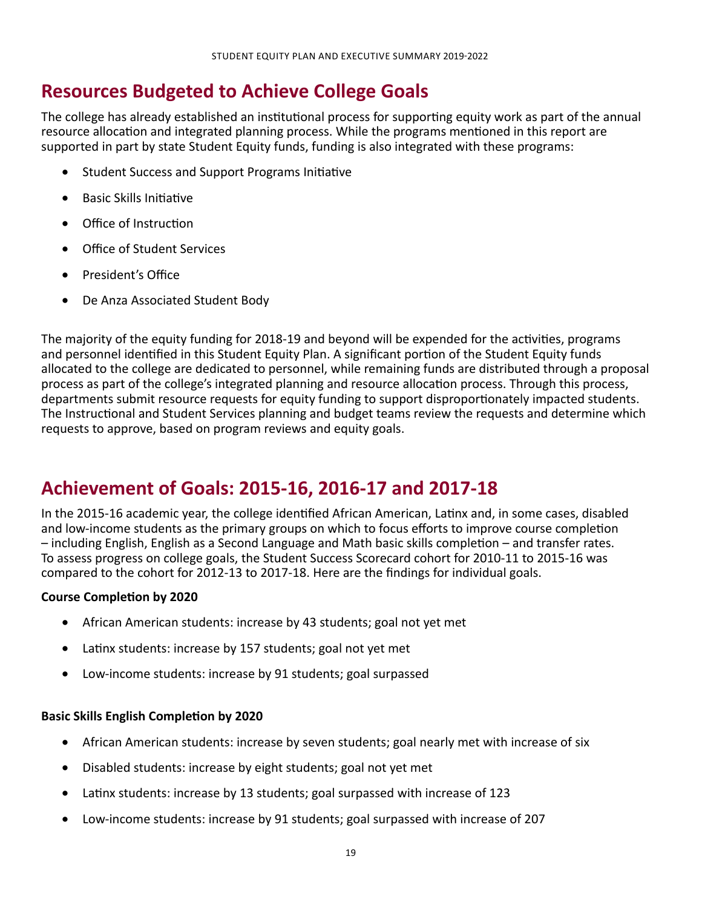## Resources Budgeted to Achieve College Goals

The college has already established an institutional process for supporting equity work as part of the annual resource allocation and integrated planning process. While the programs mentioned in this report are supported in part by state Student Equity funds, funding is also integrated with these programs:

- Student Success and Support Programs Initiative
- Basic Skills Initiative
- Office of Instruction
- Office of Student Services
- President's Office
- De Anza Associated Student Body

The majority of the equity funding for 2018-19 and beyond will be expended for the activities, programs and personnel identified in this Student Equity Plan. A significant portion of the Student Equity funds allocated to the college are dedicated to personnel, while remaining funds are distributed through a proposal process as part of the college's integrated planning and resource allocation process. Through this process, departments submit resource requests for equity funding to support disproportionately impacted students. The Instructional and Student Services planning and budget teams review the requests and determine which requests to approve, based on program reviews and equity goals.

## Achievement of Goals: 2015-16, 2016-17 and 2017-18

In the 2015-16 academic year, the college identified African American, Latinx and, in some cases, disabled and low-income students as the primary groups on which to focus efforts to improve course completion – including English, English as a Second Language and Math basic skills completion – and transfer rates. To assess progress on college goals, the Student Success Scorecard cohort for 2010-11 to 2015-16 was compared to the cohort for 2012-13 to 2017-18. Here are the findings for individual goals.

**Course Completion by 2020**

- African American students: increase by 43 students; goal not yet met
- Latinx students: increase by 157 students; goal not yet met
- Low-income students: increase by 91 students; goal surpassed

**Basic Skills English Completion by 2020**

- African American students: increase by seven students; goal nearly met with increase of six
- Disabled students: increase by eight students; goal not yet met
- Latinx students: increase by 13 students; goal surpassed with increase of 123
- Low-income students: increase by 91 students; goal surpassed with increase of 207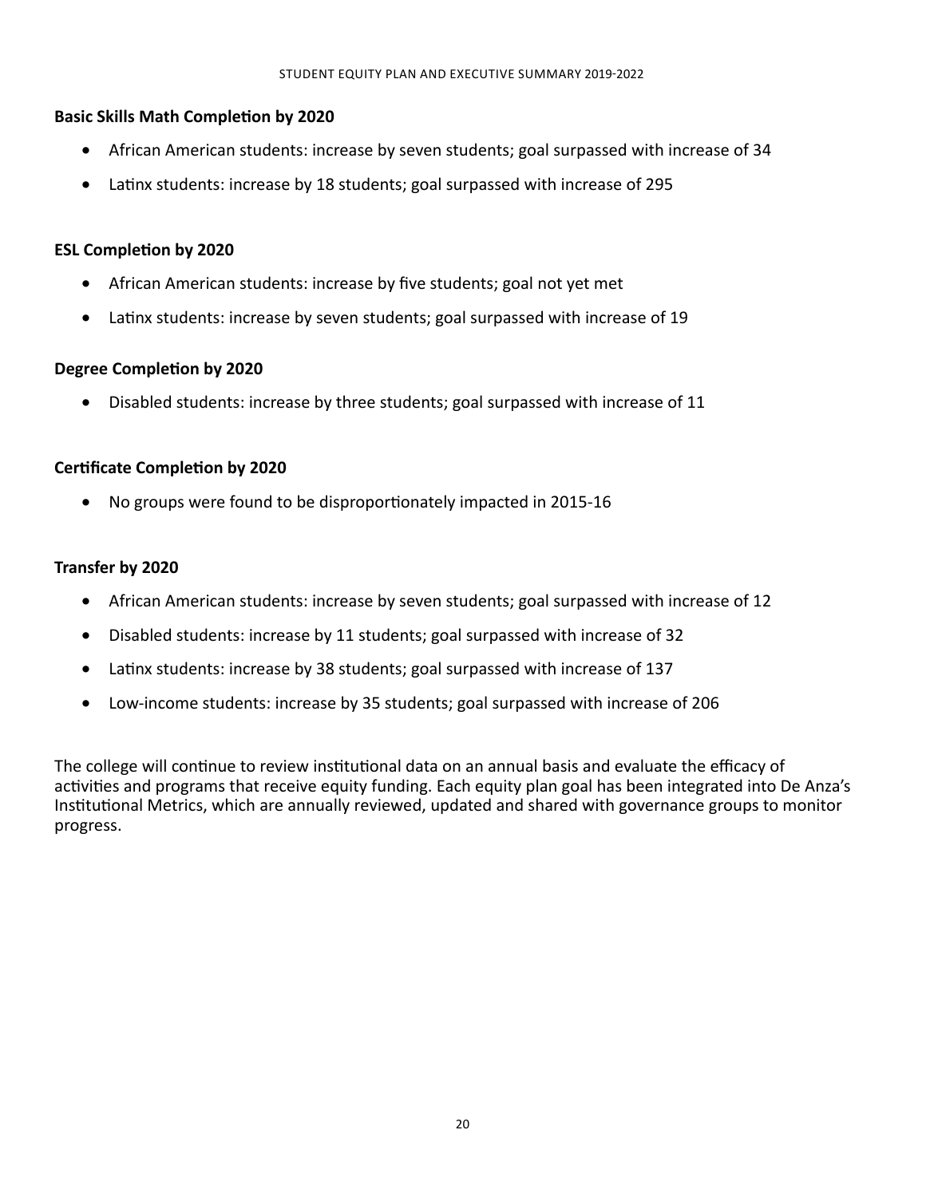**Basic Skills Math Completion by 2020**

- African American students: increase by seven students; goal surpassed with increase of 34
- Latinx students: increase by 18 students; goal surpassed with increase of 295

**ESL Completion by 2020**

- African American students: increase by five students; goal not yet met
- Latinx students: increase by seven students; goal surpassed with increase of 19

**Degree Completion by 2020**

- Disabled students: increase by three students; goal surpassed with increase of 11

**Certificate Completion by 2020**

- No groups were found to be disproportionately impacted in 2015-16

**Transfer by 2020**

- African American students: increase by seven students; goal surpassed with increase of 12
- Disabled students: increase by 11 students; goal surpassed with increase of 32
- Latinx students: increase by 38 students; goal surpassed with increase of 137
- Low-income students: increase by 35 students; goal surpassed with increase of 206

The college will continue to review institutional data on an annual basis and evaluate the efficacy of activities and programs that receive equity funding. Each equity plan goal has been integrated into De Anza's Institutional Metrics, which are annually reviewed, updated and shared with governance groups to monitor progress.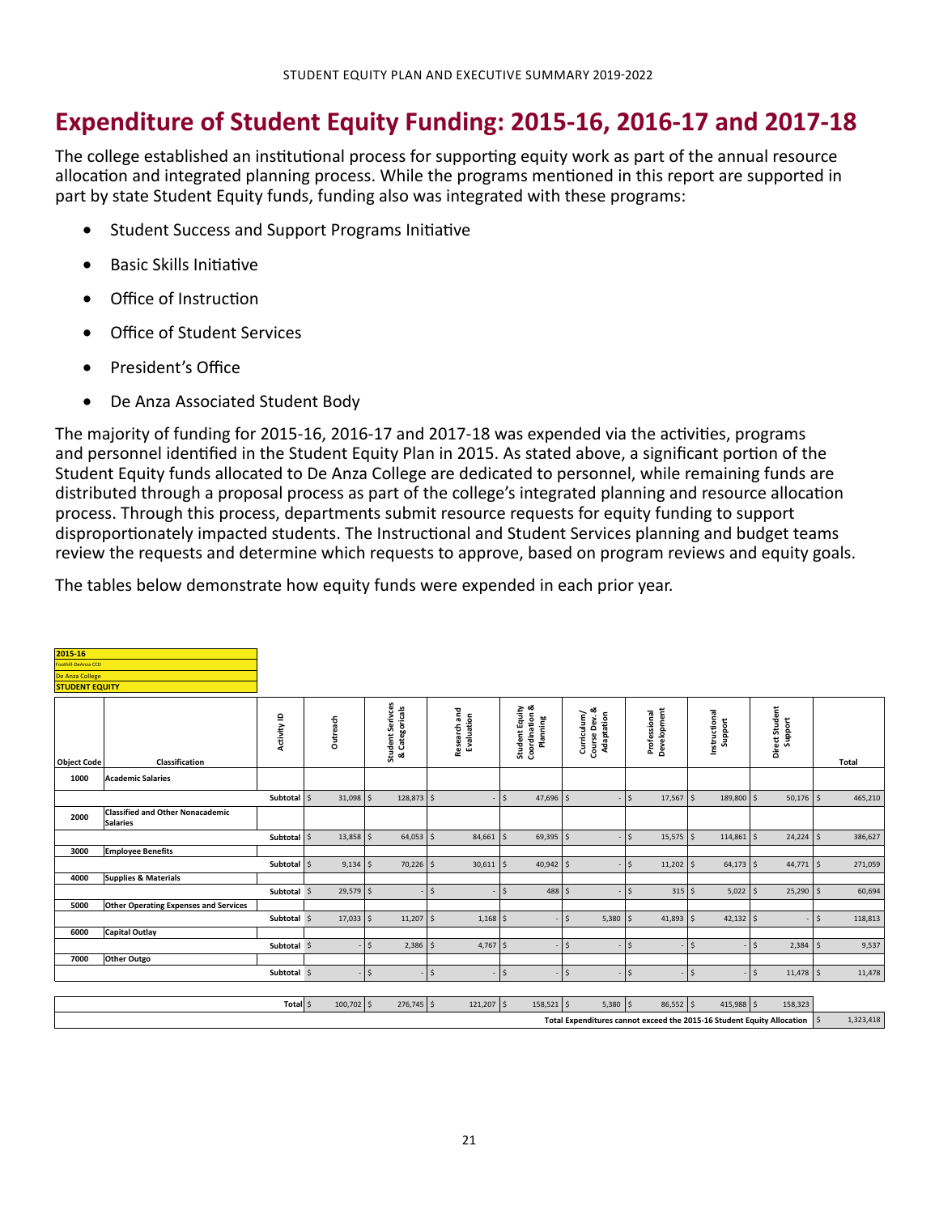# Expenditure of Student Equity Funding: 2015-16, 2016-17 and 2017-18

The college established an institutional process for supporting equity work as part of the annual resource allocation and integrated planning process. While the programs mentioned in this report are supported in part by state Student Equity funds, funding also was integrated with these programs:

- Student Success and Support Programs Initiative
- Basic Skills Initiative
- Office of Instruction
- Office of Student Services
- President's Office
- De Anza Associated Student Body

The majority of funding for 2015-16, 2016-17 and 2017-18 was expended via the activities, programs and personnel identified in the Student Equity Plan in 2015. As stated above, a significant portion of the Student Equity funds allocated to De Anza College are dedicated to personnel, while remaining funds are distributed through a proposal process as part of the college's integrated planning and resource allocation process. Through this process, departments submit resource requests for equity funding to support disproportionately impacted students. The Instructional and Student Services planning and budget teams review the requests and determine which requests to approve, based on program reviews and equity goals.

The tables below demonstrate how equity funds were expended in each prior year.

**2015-16**
Foothill-DeAnza CCD
De Anza College
**STUDENT EQUITY**

| Object Code | Classification | Activity ID | Outreach | Student Services & Categoricals | Research and Evaluation | Student Equity Coordination & Planning | Curriculum/ Course Dev. & Adaptation | Professional Development | Instructional Support | Direct Student Support | Total |
|---|---|---|---|---|---|---|---|---|---|---|---|
| 1000 | Academic Salaries | | | | | | | | | | |
| | | Subtotal | $ 31,098 | $ 128,873 | $ - | $ 47,696 | $ - | $ 17,567 | $ 189,800 | $ 50,176 | $ 465,210 |
| 2000 | Classified and Other Nonacademic Salaries | | | | | | | | | | |
| | | Subtotal | $ 13,858 | $ 64,053 | $ 84,661 | $ 69,395 | $ - | $ 15,575 | $ 114,861 | $ 24,224 | $ 386,627 |
| 3000 | Employee Benefits | | | | | | | | | | |
| | | Subtotal | $ 9,134 | $ 70,226 | $ 30,611 | $ 40,942 | $ - | $ 11,202 | $ 64,173 | $ 44,771 | $ 271,059 |
| 4000 | Supplies & Materials | | | | | | | | | | |
| | | Subtotal | $ 29,579 | $ - | $ - | $ 488 | $ - | $ 315 | $ 5,022 | $ 25,290 | $ 60,694 |
| 5000 | Other Operating Expenses and Services | | | | | | | | | | |
| | | Subtotal | $ 17,033 | $ 11,207 | $ 1,168 | $ - | $ 5,380 | $ 41,893 | $ 42,132 | $ - | $ 118,813 |
| 6000 | Capital Outlay | | | | | | | | | | |
| | | Subtotal | $ - | $ 2,386 | $ 4,767 | $ - | $ - | $ - | $ - | $ 2,384 | $ 9,537 |
| 7000 | Other Outgo | | | | | | | | | | |
| | | Subtotal | $ - | $ - | $ - | $ - | $ - | $ - | $ - | $ 11,478 | $ 11,478 |
| | | Total | $ 100,702 | $ 276,745 | $ 121,207 | $ 158,521 | $ 5,380 | $ 86,552 | $ 415,988 | $ 158,323 | |
| | Total Expenditures cannot exceed the 2015-16 Student Equity Allocation | | | | | | | | | | $ 1,323,418 |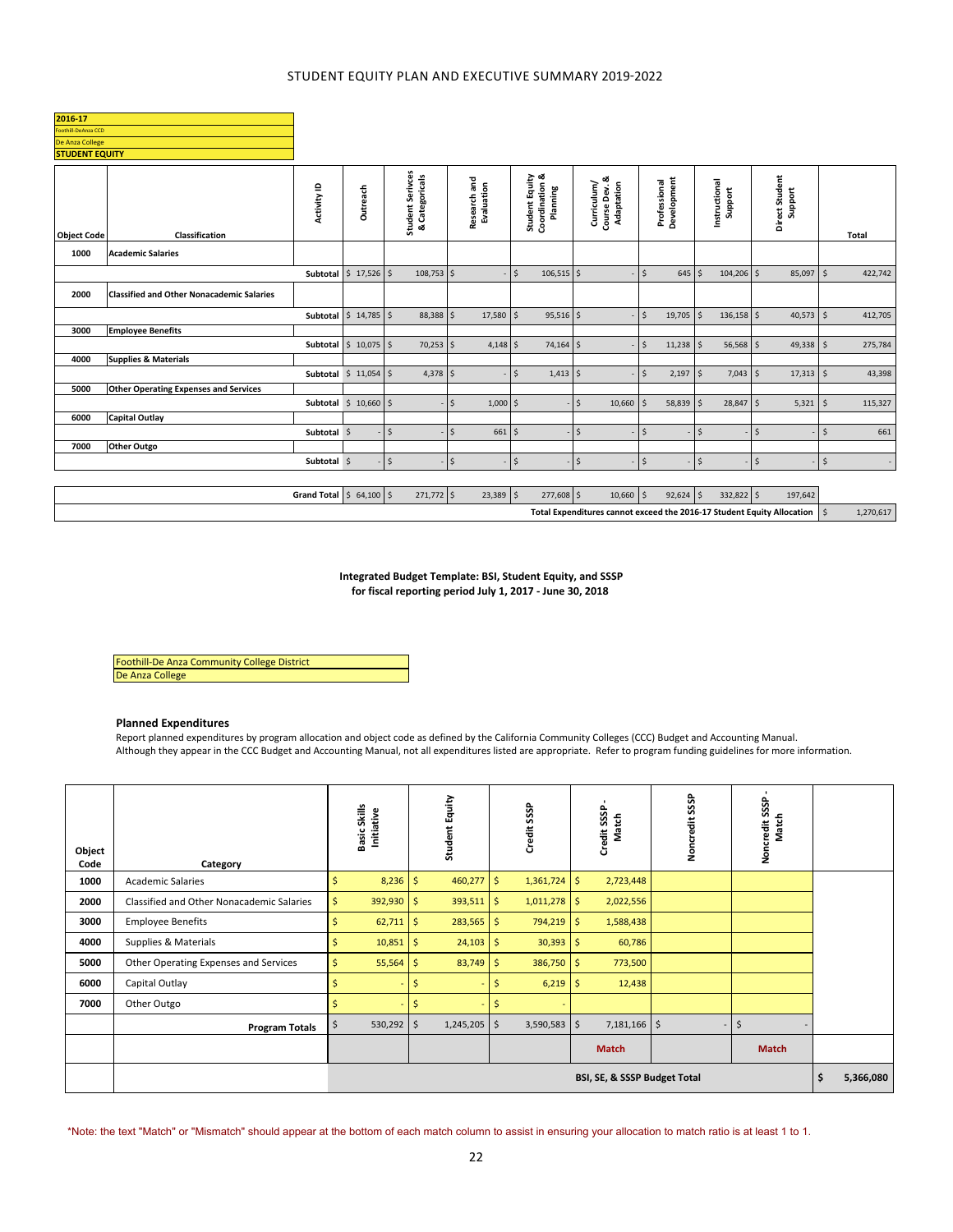STUDENT EQUITY PLAN AND EXECUTIVE SUMMARY 2019-2022

**2016-17**
Foothill-DeAnza CCD
De Anza College
**STUDENT EQUITY**

| Object Code | Classification | | Activity ID | Outreach | Student Services & Categoricals | Research and Evaluation | Student Equity Coordination & Planning | Curriculum/ Course Dev. & Adaptation | Professional Development | Instructional Support | Direct Student Support | Total |
|---|---|---|---|---|---|---|---|---|---|---|---|---|
| 1000 | Academic Salaries | | | | | | | | | | | |
| | | Subtotal | | $ 17,526 | $ 108,753 | $ - | $ 106,515 | $ - | $ 645 | $ 104,206 | $ 85,097 | $ 422,742 |
| 2000 | Classified and Other Nonacademic Salaries | | | | | | | | | | | |
| | | Subtotal | | $ 14,785 | $ 88,388 | $ 17,580 | $ 95,516 | $ - | $ 19,705 | $ 136,158 | $ 40,573 | $ 412,705 |
| 3000 | Employee Benefits | | | | | | | | | | | |
| | | Subtotal | | $ 10,075 | $ 70,253 | $ 4,148 | $ 74,164 | $ - | $ 11,238 | $ 56,568 | $ 49,338 | $ 275,784 |
| 4000 | Supplies & Materials | | | | | | | | | | | |
| | | Subtotal | | $ 11,054 | $ 4,378 | $ - | $ 1,413 | $ - | $ 2,197 | $ 7,043 | $ 17,313 | $ 43,398 |
| 5000 | Other Operating Expenses and Services | | | | | | | | | | | |
| | | Subtotal | | $ 10,660 | $ - | $ 1,000 | $ - | $ 10,660 | $ 58,839 | $ 28,847 | $ 5,321 | $ 115,327 |
| 6000 | Capital Outlay | | | | | | | | | | | |
| | | Subtotal | | $ - | $ - | $ 661 | $ - | $ - | $ - | $ - | $ - | $ 661 |
| 7000 | Other Outgo | | | | | | | | | | | |
| | | Subtotal | | $ - | $ - | $ - | $ - | $ - | $ - | $ - | $ - | $ - |
| | | Grand Total | | $ 64,100 | $ 271,772 | $ 23,389 | $ 277,608 | $ 10,660 | $ 92,624 | $ 332,822 | $ 197,642 | |
| | | | | | | | | | | | Total Expenditures cannot exceed the 2016-17 Student Equity Allocation | $ 1,270,617 |

**Integrated Budget Template: BSI, Student Equity, and SSSP**
**for fiscal reporting period July 1, 2017 - June 30, 2018**

Foothill-De Anza Community College District
De Anza College

### Planned Expenditures

Report planned expenditures by program allocation and object code as defined by the California Community Colleges (CCC) Budget and Accounting Manual.
Although they appear in the CCC Budget and Accounting Manual, not all expenditures listed are appropriate. Refer to program funding guidelines for more information.

| Object Code | Category | Basic Skills Initiative | Student Equity | Credit SSSP | Credit SSSP - Match | Noncredit SSSP | Noncredit SSSP - Match | |
|---|---|---|---|---|---|---|---|---|
| 1000 | Academic Salaries | $ 8,236 | $ 460,277 | $ 1,361,724 | $ 2,723,448 | | | |
| 2000 | Classified and Other Nonacademic Salaries | $ 392,930 | $ 393,511 | $ 1,011,278 | $ 2,022,556 | | | |
| 3000 | Employee Benefits | $ 62,711 | $ 283,565 | $ 794,219 | $ 1,588,438 | | | |
| 4000 | Supplies & Materials | $ 10,851 | $ 24,103 | $ 30,393 | $ 60,786 | | | |
| 5000 | Other Operating Expenses and Services | $ 55,564 | $ 83,749 | $ 386,750 | $ 773,500 | | | |
| 6000 | Capital Outlay | $ - | $ - | $ 6,219 | $ 12,438 | | | |
| 7000 | Other Outgo | $ - | $ - | $ - | | | | |
| | Program Totals | $ 530,292 | $ 1,245,205 | $ 3,590,583 | $ 7,181,166 | $ - | $ - | |
| | | | | | Match | | Match | |
| | | | | | BSI, SE, & SSSP Budget Total | | | $ 5,366,080 |

*Note: the text "Match" or "Mismatch" should appear at the bottom of each match column to assist in ensuring your allocation to match ratio is at least 1 to 1.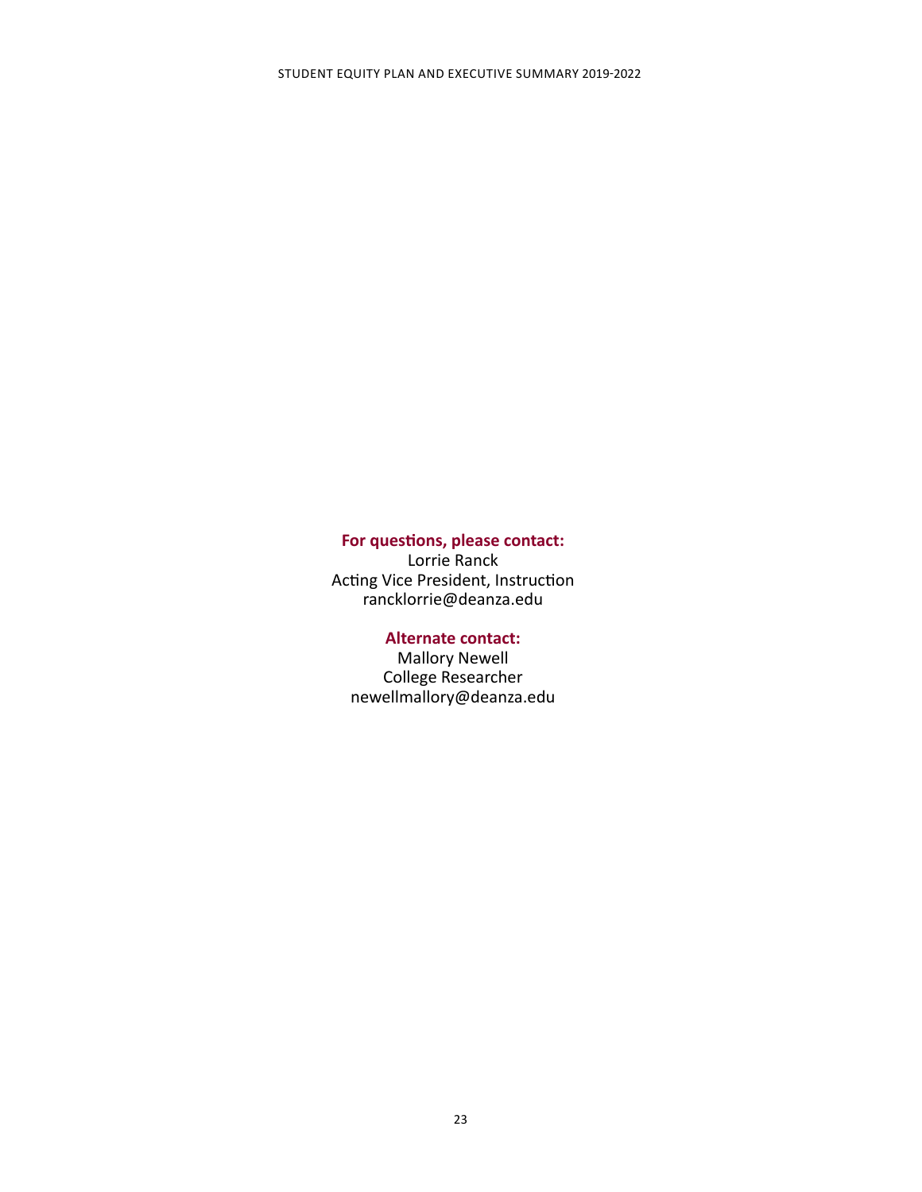**For questions, please contact:**

Lorrie Ranck
Acting Vice President, Instruction
rancklorrie@deanza.edu

**Alternate contact:**

Mallory Newell
College Researcher
newellmallory@deanza.edu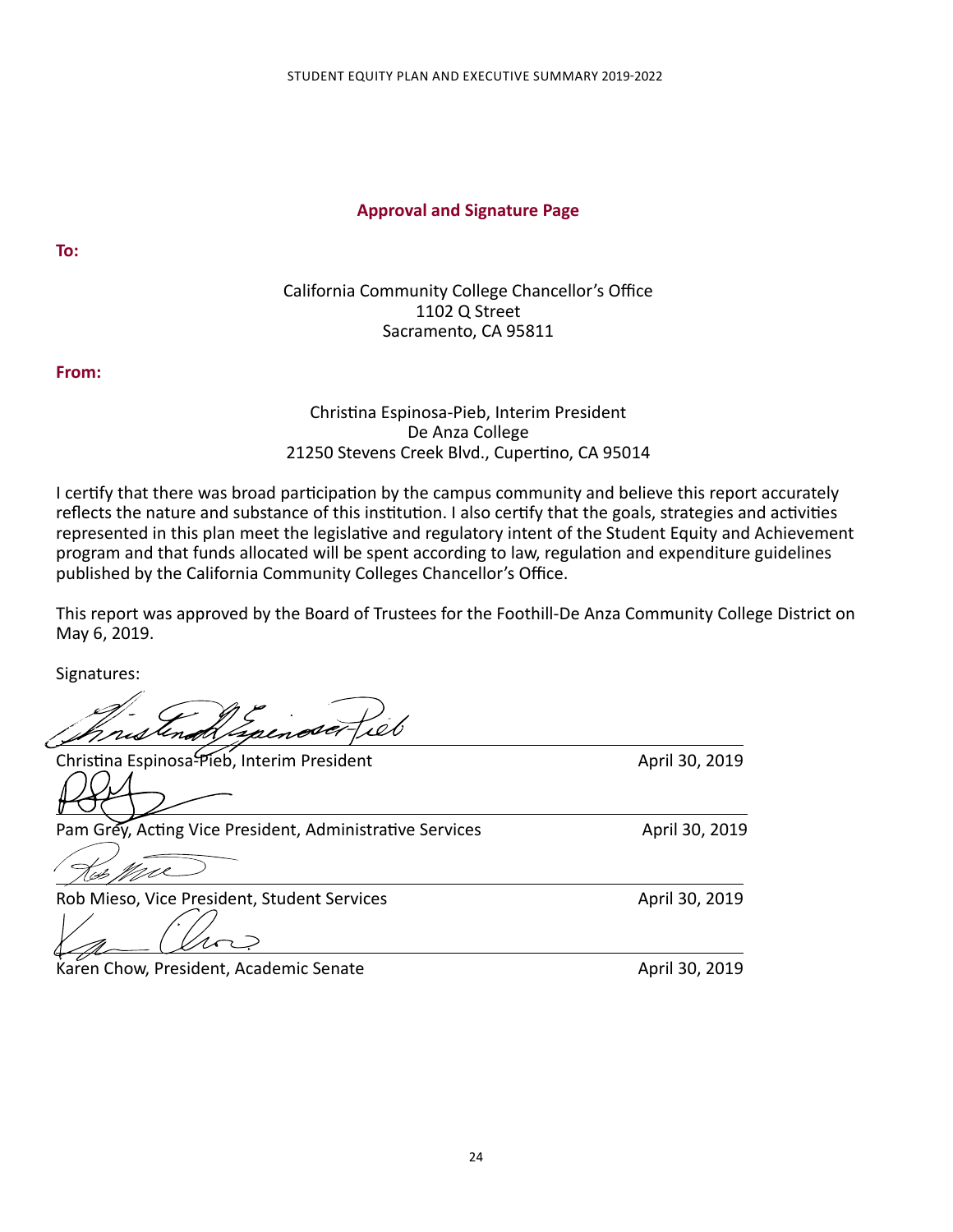## Approval and Signature Page

**To:**

California Community College Chancellor's Office
1102 Q Street
Sacramento, CA 95811

**From:**

Christina Espinosa-Pieb, Interim President
De Anza College
21250 Stevens Creek Blvd., Cupertino, CA 95014

I certify that there was broad participation by the campus community and believe this report accurately reflects the nature and substance of this institution. I also certify that the goals, strategies and activities represented in this plan meet the legislative and regulatory intent of the Student Equity and Achievement program and that funds allocated will be spent according to law, regulation and expenditure guidelines published by the California Community Colleges Chancellor's Office.

This report was approved by the Board of Trustees for the Foothill-De Anza Community College District on May 6, 2019.

Signatures:

Christina Espinosa-Pieb, Interim President — April 30, 2019

Pam Grey, Acting Vice President, Administrative Services — April 30, 2019

Rob Mieso, Vice President, Student Services — April 30, 2019

Karen Chow, President, Academic Senate — April 30, 2019